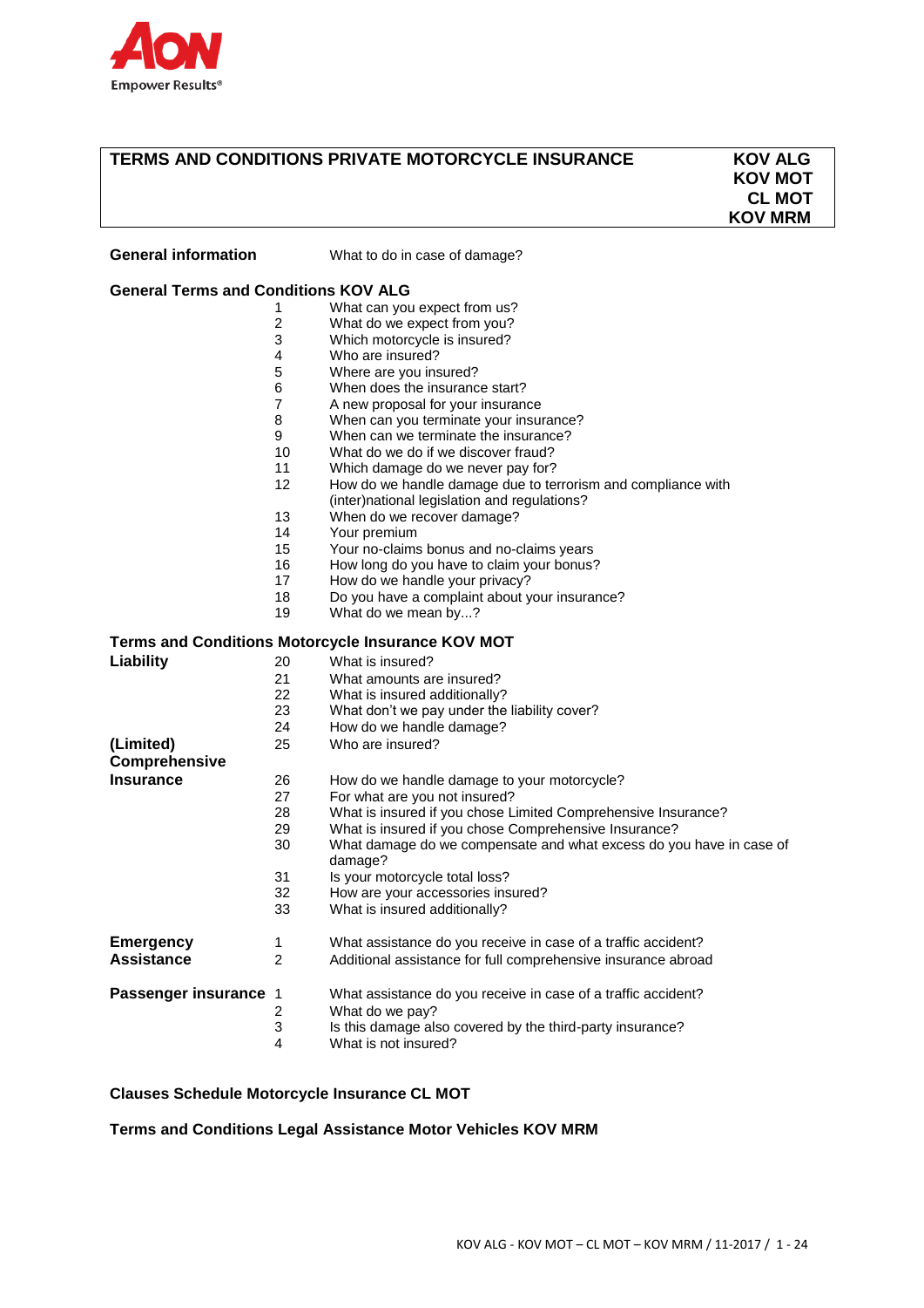# TERMS AND CONDITIONS PRIVATE MOTORCYCLE INSURANCE

**KOV ALG**
**KOV MOT**
**CL MOT**
**KOV MRM**

**General information** — What to do in case of damage?

## General Terms and Conditions KOV ALG

| | |
|---|---|
| 1 | What can you expect from us? |
| 2 | What do we expect from you? |
| 3 | Which motorcycle is insured? |
| 4 | Who are insured? |
| 5 | Where are you insured? |
| 6 | When does the insurance start? |
| 7 | A new proposal for your insurance |
| 8 | When can you terminate your insurance? |
| 9 | When can we terminate the insurance? |
| 10 | What do we do if we discover fraud? |
| 11 | Which damage do we never pay for? |
| 12 | How do we handle damage due to terrorism and compliance with (inter)national legislation and regulations? |
| 13 | When do we recover damage? |
| 14 | Your premium |
| 15 | Your no-claims bonus and no-claims years |
| 16 | How long do you have to claim your bonus? |
| 17 | How do we handle your privacy? |
| 18 | Do you have a complaint about your insurance? |
| 19 | What do we mean by...? |

## Terms and Conditions Motorcycle Insurance KOV MOT

| | | |
|---|---|---|
| **Liability** | 20 | What is insured? |
| | 21 | What amounts are insured? |
| | 22 | What is insured additionally? |
| | 23 | What don't we pay under the liability cover? |
| | 24 | How do we handle damage? |
| **(Limited) Comprehensive Insurance** | 25 | Who are insured? |
| | 26 | How do we handle damage to your motorcycle? |
| | 27 | For what are you not insured? |
| | 28 | What is insured if you chose Limited Comprehensive Insurance? |
| | 29 | What is insured if you chose Comprehensive Insurance? |
| | 30 | What damage do we compensate and what excess do you have in case of damage? |
| | 31 | Is your motorcycle total loss? |
| | 32 | How are your accessories insured? |
| | 33 | What is insured additionally? |
| **Emergency Assistance** | 1 | What assistance do you receive in case of a traffic accident? |
| | 2 | Additional assistance for full comprehensive insurance abroad |
| **Passenger insurance** | 1 | What assistance do you receive in case of a traffic accident? |
| | 2 | What do we pay? |
| | 3 | Is this damage also covered by the third-party insurance? |
| | 4 | What is not insured? |

## Clauses Schedule Motorcycle Insurance CL MOT

## Terms and Conditions Legal Assistance Motor Vehicles KOV MRM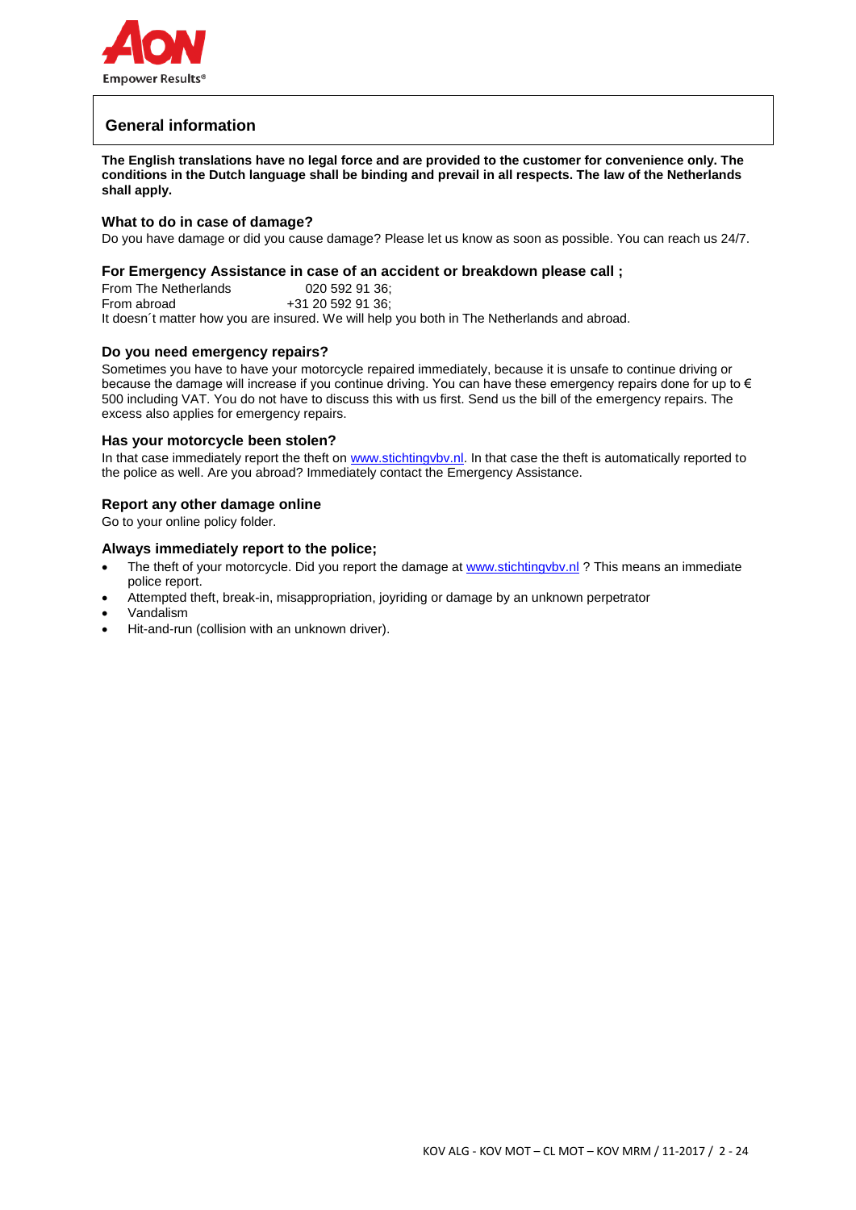## General information

**The English translations have no legal force and are provided to the customer for convenience only. The conditions in the Dutch language shall be binding and prevail in all respects. The law of the Netherlands shall apply.**

### What to do in case of damage?

Do you have damage or did you cause damage? Please let us know as soon as possible. You can reach us 24/7.

### For Emergency Assistance in case of an accident or breakdown please call ;

From The Netherlands 020 592 91 36;
From abroad +31 20 592 91 36;
It doesn´t matter how you are insured. We will help you both in The Netherlands and abroad.

### Do you need emergency repairs?

Sometimes you have to have your motorcycle repaired immediately, because it is unsafe to continue driving or because the damage will increase if you continue driving. You can have these emergency repairs done for up to € 500 including VAT. You do not have to discuss this with us first. Send us the bill of the emergency repairs. The excess also applies for emergency repairs.

### Has your motorcycle been stolen?

In that case immediately report the theft on www.stichtingvbv.nl. In that case the theft is automatically reported to the police as well. Are you abroad? Immediately contact the Emergency Assistance.

### Report any other damage online

Go to your online policy folder.

### Always immediately report to the police;

- The theft of your motorcycle. Did you report the damage at www.stichtingvbv.nl ? This means an immediate police report.
- Attempted theft, break-in, misappropriation, joyriding or damage by an unknown perpetrator
- Vandalism
- Hit-and-run (collision with an unknown driver).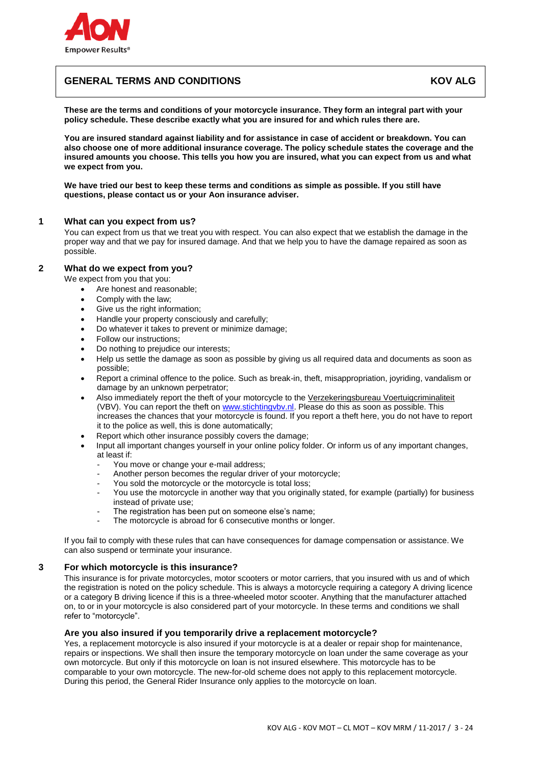# GENERAL TERMS AND CONDITIONS — KOV ALG

**These are the terms and conditions of your motorcycle insurance. They form an integral part with your policy schedule. These describe exactly what you are insured for and which rules there are.**

**You are insured standard against liability and for assistance in case of accident or breakdown. You can also choose one of more additional insurance coverage. The policy schedule states the coverage and the insured amounts you choose. This tells you how you are insured, what you can expect from us and what we expect from you.**

**We have tried our best to keep these terms and conditions as simple as possible. If you still have questions, please contact us or your Aon insurance adviser.**

## 1 What can you expect from us?

You can expect from us that we treat you with respect. You can also expect that we establish the damage in the proper way and that we pay for insured damage. And that we help you to have the damage repaired as soon as possible.

## 2 What do we expect from you?

We expect from you that you:

- Are honest and reasonable;
- Comply with the law;
- Give us the right information;
- Handle your property consciously and carefully;
- Do whatever it takes to prevent or minimize damage;
- Follow our instructions;
- Do nothing to prejudice our interests;
- Help us settle the damage as soon as possible by giving us all required data and documents as soon as possible;
- Report a criminal offence to the police. Such as break-in, theft, misappropriation, joyriding, vandalism or damage by an unknown perpetrator;
- Also immediately report the theft of your motorcycle to the Verzekeringsbureau Voertuigcriminaliteit (VBV). You can report the theft on www.stichtingvbv.nl. Please do this as soon as possible. This increases the chances that your motorcycle is found. If you report a theft here, you do not have to report it to the police as well, this is done automatically;
- Report which other insurance possibly covers the damage;
- Input all important changes yourself in your online policy folder. Or inform us of any important changes, at least if:
  - You move or change your e-mail address;
  - Another person becomes the regular driver of your motorcycle;
  - You sold the motorcycle or the motorcycle is total loss;
  - You use the motorcycle in another way that you originally stated, for example (partially) for business instead of private use;
  - The registration has been put on someone else's name;
  - The motorcycle is abroad for 6 consecutive months or longer.

If you fail to comply with these rules that can have consequences for damage compensation or assistance. We can also suspend or terminate your insurance.

## 3 For which motorcycle is this insurance?

This insurance is for private motorcycles, motor scooters or motor carriers, that you insured with us and of which the registration is noted on the policy schedule. This is always a motorcycle requiring a category A driving licence or a category B driving licence if this is a three-wheeled motor scooter. Anything that the manufacturer attached on, to or in your motorcycle is also considered part of your motorcycle. In these terms and conditions we shall refer to "motorcycle".

### Are you also insured if you temporarily drive a replacement motorcycle?

Yes, a replacement motorcycle is also insured if your motorcycle is at a dealer or repair shop for maintenance, repairs or inspections. We shall then insure the temporary motorcycle on loan under the same coverage as your own motorcycle. But only if this motorcycle on loan is not insured elsewhere. This motorcycle has to be comparable to your own motorcycle. The new-for-old scheme does not apply to this replacement motorcycle. During this period, the General Rider Insurance only applies to the motorcycle on loan.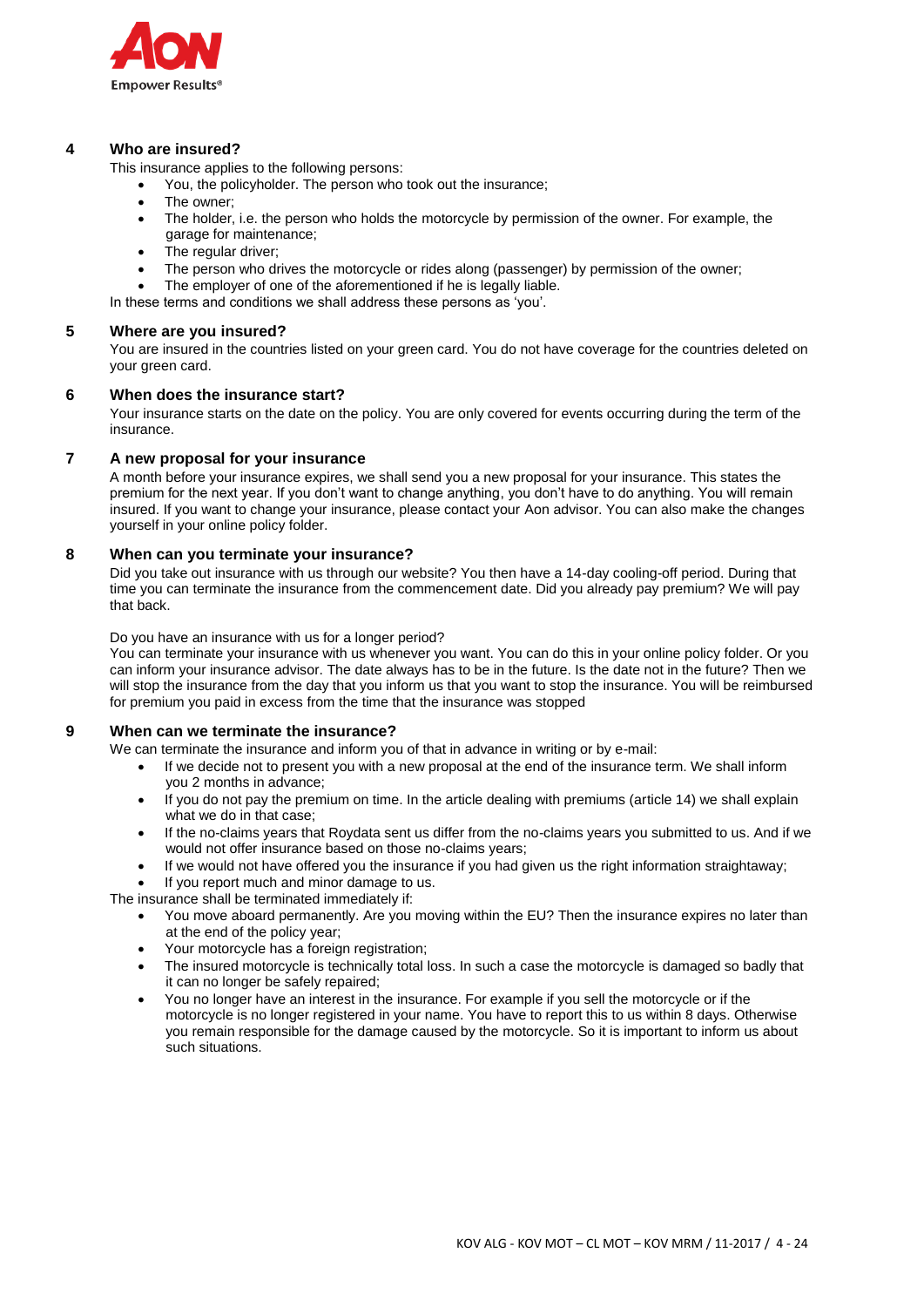## 4 Who are insured?

This insurance applies to the following persons:

- You, the policyholder. The person who took out the insurance;
- The owner;
- The holder, i.e. the person who holds the motorcycle by permission of the owner. For example, the garage for maintenance;
- The regular driver;
- The person who drives the motorcycle or rides along (passenger) by permission of the owner;
- The employer of one of the aforementioned if he is legally liable.

In these terms and conditions we shall address these persons as 'you'.

## 5 Where are you insured?

You are insured in the countries listed on your green card. You do not have coverage for the countries deleted on your green card.

## 6 When does the insurance start?

Your insurance starts on the date on the policy. You are only covered for events occurring during the term of the insurance.

## 7 A new proposal for your insurance

A month before your insurance expires, we shall send you a new proposal for your insurance. This states the premium for the next year. If you don't want to change anything, you don't have to do anything. You will remain insured. If you want to change your insurance, please contact your Aon advisor. You can also make the changes yourself in your online policy folder.

## 8 When can you terminate your insurance?

Did you take out insurance with us through our website? You then have a 14-day cooling-off period. During that time you can terminate the insurance from the commencement date. Did you already pay premium? We will pay that back.

Do you have an insurance with us for a longer period?
You can terminate your insurance with us whenever you want. You can do this in your online policy folder. Or you can inform your insurance advisor. The date always has to be in the future. Is the date not in the future? Then we will stop the insurance from the day that you inform us that you want to stop the insurance. You will be reimbursed for premium you paid in excess from the time that the insurance was stopped

## 9 When can we terminate the insurance?

We can terminate the insurance and inform you of that in advance in writing or by e-mail:

- If we decide not to present you with a new proposal at the end of the insurance term. We shall inform you 2 months in advance;
- If you do not pay the premium on time. In the article dealing with premiums (article 14) we shall explain what we do in that case;
- If the no-claims years that Roydata sent us differ from the no-claims years you submitted to us. And if we would not offer insurance based on those no-claims years;
- If we would not have offered you the insurance if you had given us the right information straightaway;
- If you report much and minor damage to us.

The insurance shall be terminated immediately if:

- You move aboard permanently. Are you moving within the EU? Then the insurance expires no later than at the end of the policy year;
- Your motorcycle has a foreign registration;
- The insured motorcycle is technically total loss. In such a case the motorcycle is damaged so badly that it can no longer be safely repaired;
- You no longer have an interest in the insurance. For example if you sell the motorcycle or if the motorcycle is no longer registered in your name. You have to report this to us within 8 days. Otherwise you remain responsible for the damage caused by the motorcycle. So it is important to inform us about such situations.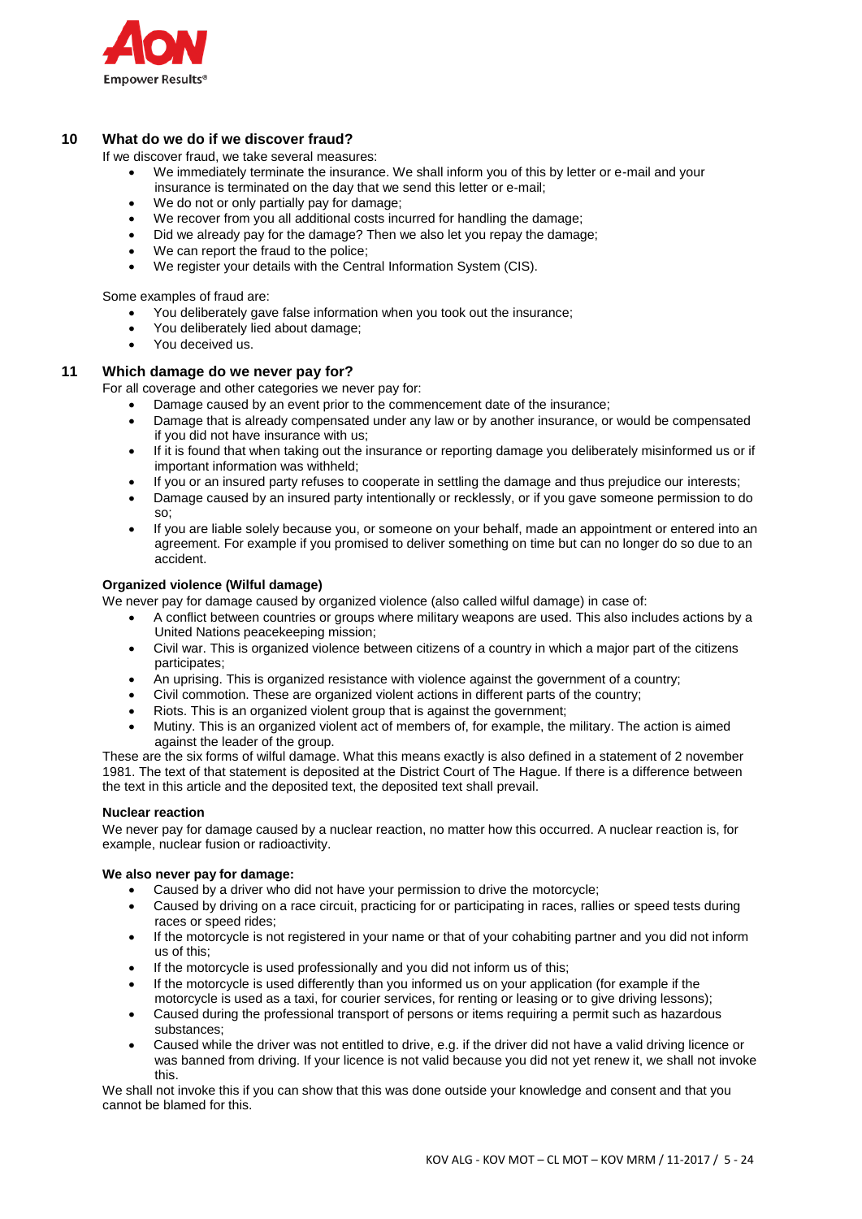## 10 What do we do if we discover fraud?

If we discover fraud, we take several measures:

- We immediately terminate the insurance. We shall inform you of this by letter or e-mail and your insurance is terminated on the day that we send this letter or e-mail;
- We do not or only partially pay for damage;
- We recover from you all additional costs incurred for handling the damage;
- Did we already pay for the damage? Then we also let you repay the damage;
- We can report the fraud to the police;
- We register your details with the Central Information System (CIS).

Some examples of fraud are:

- You deliberately gave false information when you took out the insurance;
- You deliberately lied about damage;
- You deceived us.

## 11 Which damage do we never pay for?

For all coverage and other categories we never pay for:

- Damage caused by an event prior to the commencement date of the insurance;
- Damage that is already compensated under any law or by another insurance, or would be compensated if you did not have insurance with us;
- If it is found that when taking out the insurance or reporting damage you deliberately misinformed us or if important information was withheld;
- If you or an insured party refuses to cooperate in settling the damage and thus prejudice our interests;
- Damage caused by an insured party intentionally or recklessly, or if you gave someone permission to do so;
- If you are liable solely because you, or someone on your behalf, made an appointment or entered into an agreement. For example if you promised to deliver something on time but can no longer do so due to an accident.

**Organized violence (Wilful damage)**

We never pay for damage caused by organized violence (also called wilful damage) in case of:

- A conflict between countries or groups where military weapons are used. This also includes actions by a United Nations peacekeeping mission;
- Civil war. This is organized violence between citizens of a country in which a major part of the citizens participates;
- An uprising. This is organized resistance with violence against the government of a country;
- Civil commotion. These are organized violent actions in different parts of the country;
- Riots. This is an organized violent group that is against the government;
- Mutiny. This is an organized violent act of members of, for example, the military. The action is aimed against the leader of the group.

These are the six forms of wilful damage. What this means exactly is also defined in a statement of 2 november 1981. The text of that statement is deposited at the District Court of The Hague. If there is a difference between the text in this article and the deposited text, the deposited text shall prevail.

**Nuclear reaction**

We never pay for damage caused by a nuclear reaction, no matter how this occurred. A nuclear reaction is, for example, nuclear fusion or radioactivity.

**We also never pay for damage:**

- Caused by a driver who did not have your permission to drive the motorcycle;
- Caused by driving on a race circuit, practicing for or participating in races, rallies or speed tests during races or speed rides;
- If the motorcycle is not registered in your name or that of your cohabiting partner and you did not inform us of this;
- If the motorcycle is used professionally and you did not inform us of this;
- If the motorcycle is used differently than you informed us on your application (for example if the motorcycle is used as a taxi, for courier services, for renting or leasing or to give driving lessons);
- Caused during the professional transport of persons or items requiring a permit such as hazardous substances;
- Caused while the driver was not entitled to drive, e.g. if the driver did not have a valid driving licence or was banned from driving. If your licence is not valid because you did not yet renew it, we shall not invoke this.

We shall not invoke this if you can show that this was done outside your knowledge and consent and that you cannot be blamed for this.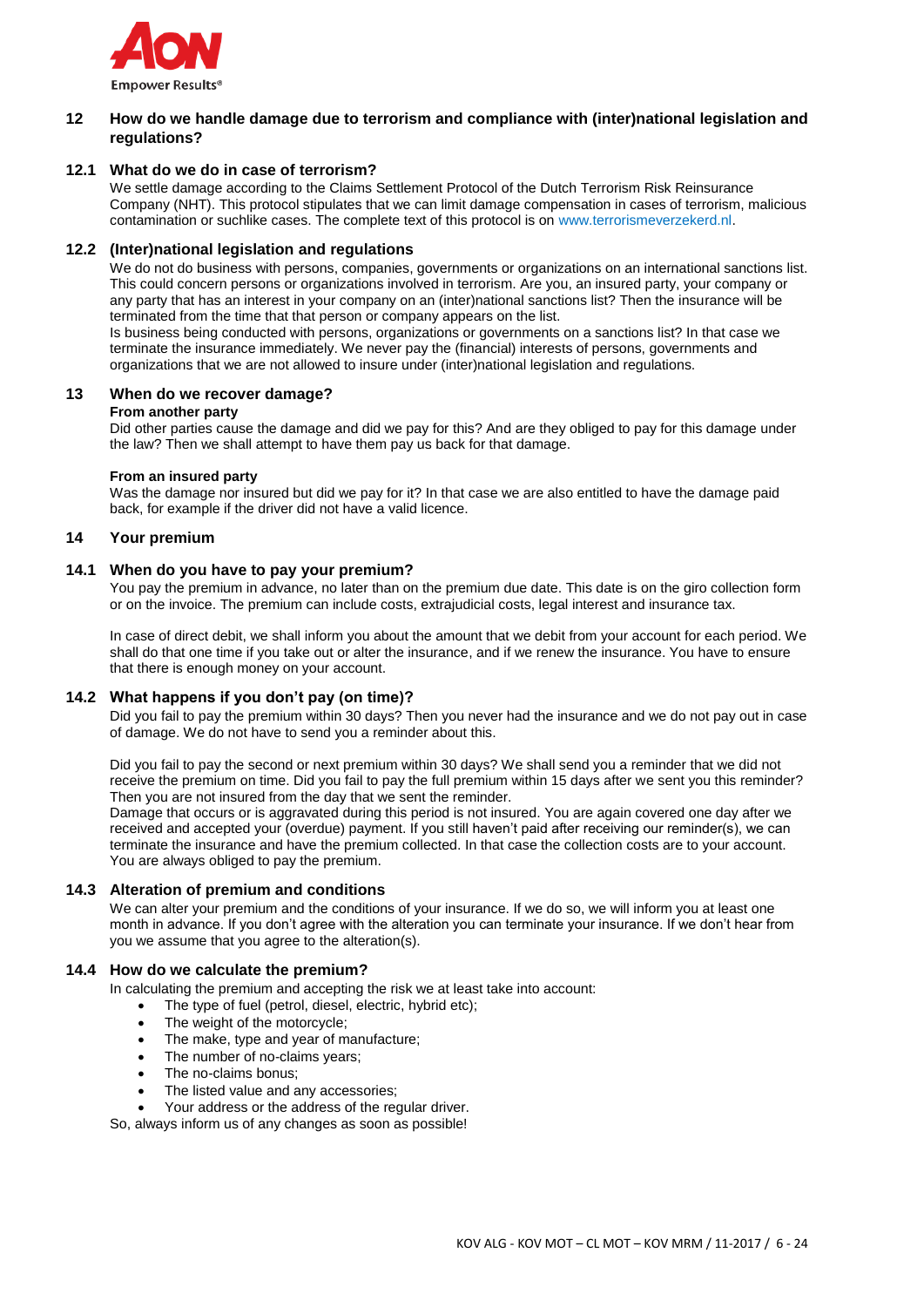## 12 How do we handle damage due to terrorism and compliance with (inter)national legislation and regulations?

### 12.1 What do we do in case of terrorism?

We settle damage according to the Claims Settlement Protocol of the Dutch Terrorism Risk Reinsurance Company (NHT). This protocol stipulates that we can limit damage compensation in cases of terrorism, malicious contamination or suchlike cases. The complete text of this protocol is on www.terrorismeverzekerd.nl.

### 12.2 (Inter)national legislation and regulations

We do not do business with persons, companies, governments or organizations on an international sanctions list. This could concern persons or organizations involved in terrorism. Are you, an insured party, your company or any party that has an interest in your company on an (inter)national sanctions list? Then the insurance will be terminated from the time that that person or company appears on the list.

Is business being conducted with persons, organizations or governments on a sanctions list? In that case we terminate the insurance immediately. We never pay the (financial) interests of persons, governments and organizations that we are not allowed to insure under (inter)national legislation and regulations.

## 13 When do we recover damage?

**From another party**

Did other parties cause the damage and did we pay for this? And are they obliged to pay for this damage under the law? Then we shall attempt to have them pay us back for that damage.

**From an insured party**

Was the damage nor insured but did we pay for it? In that case we are also entitled to have the damage paid back, for example if the driver did not have a valid licence.

## 14 Your premium

### 14.1 When do you have to pay your premium?

You pay the premium in advance, no later than on the premium due date. This date is on the giro collection form or on the invoice. The premium can include costs, extrajudicial costs, legal interest and insurance tax.

In case of direct debit, we shall inform you about the amount that we debit from your account for each period. We shall do that one time if you take out or alter the insurance, and if we renew the insurance. You have to ensure that there is enough money on your account.

### 14.2 What happens if you don't pay (on time)?

Did you fail to pay the premium within 30 days? Then you never had the insurance and we do not pay out in case of damage. We do not have to send you a reminder about this.

Did you fail to pay the second or next premium within 30 days? We shall send you a reminder that we did not receive the premium on time. Did you fail to pay the full premium within 15 days after we sent you this reminder? Then you are not insured from the day that we sent the reminder.

Damage that occurs or is aggravated during this period is not insured. You are again covered one day after we received and accepted your (overdue) payment. If you still haven't paid after receiving our reminder(s), we can terminate the insurance and have the premium collected. In that case the collection costs are to your account. You are always obliged to pay the premium.

### 14.3 Alteration of premium and conditions

We can alter your premium and the conditions of your insurance. If we do so, we will inform you at least one month in advance. If you don't agree with the alteration you can terminate your insurance. If we don't hear from you we assume that you agree to the alteration(s).

### 14.4 How do we calculate the premium?

In calculating the premium and accepting the risk we at least take into account:

- The type of fuel (petrol, diesel, electric, hybrid etc);
- The weight of the motorcycle;
- The make, type and year of manufacture;
- The number of no-claims years;
- The no-claims bonus;
- The listed value and any accessories;
- Your address or the address of the regular driver.

So, always inform us of any changes as soon as possible!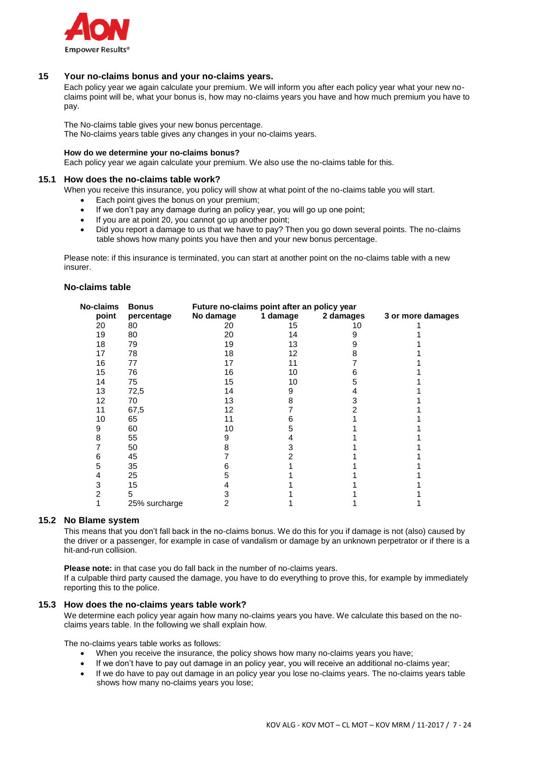## 15 Your no-claims bonus and your no-claims years.

Each policy year we again calculate your premium. We will inform you after each policy year what your new no-claims point will be, what your bonus is, how may no-claims years you have and how much premium you have to pay.

The No-claims table gives your new bonus percentage.
The No-claims years table gives any changes in your no-claims years.

**How do we determine your no-claims bonus?**
Each policy year we again calculate your premium. We also use the no-claims table for this.

### 15.1 How does the no-claims table work?

When you receive this insurance, you policy will show at what point of the no-claims table you will start.

- Each point gives the bonus on your premium;
- If we don't pay any damage during an policy year, you will go up one point;
- If you are at point 20, you cannot go up another point;
- Did you report a damage to us that we have to pay? Then you go down several points. The no-claims table shows how many points you have then and your new bonus percentage.

Please note: if this insurance is terminated, you can start at another point on the no-claims table with a new insurer.

**No-claims table**

| No-claims point | Bonus percentage | Future no-claims point after an policy year | | | |
|---|---|---|---|---|---|
| | | No damage | 1 damage | 2 damages | 3 or more damages |
| 20 | 80 | 20 | 15 | 10 | 1 |
| 19 | 80 | 20 | 14 | 9 | 1 |
| 18 | 79 | 19 | 13 | 9 | 1 |
| 17 | 78 | 18 | 12 | 8 | 1 |
| 16 | 77 | 17 | 11 | 7 | 1 |
| 15 | 76 | 16 | 10 | 6 | 1 |
| 14 | 75 | 15 | 10 | 5 | 1 |
| 13 | 72,5 | 14 | 9 | 4 | 1 |
| 12 | 70 | 13 | 8 | 3 | 1 |
| 11 | 67,5 | 12 | 7 | 2 | 1 |
| 10 | 65 | 11 | 6 | 1 | 1 |
| 9 | 60 | 10 | 5 | 1 | 1 |
| 8 | 55 | 9 | 4 | 1 | 1 |
| 7 | 50 | 8 | 3 | 1 | 1 |
| 6 | 45 | 7 | 2 | 1 | 1 |
| 5 | 35 | 6 | 1 | 1 | 1 |
| 4 | 25 | 5 | 1 | 1 | 1 |
| 3 | 15 | 4 | 1 | 1 | 1 |
| 2 | 5 | 3 | 1 | 1 | 1 |
| 1 | 25% surcharge | 2 | 1 | 1 | 1 |

### 15.2 No Blame system

This means that you don't fall back in the no-claims bonus. We do this for you if damage is not (also) caused by the driver or a passenger, for example in case of vandalism or damage by an unknown perpetrator or if there is a hit-and-run collision.

**Please note:** in that case you do fall back in the number of no-claims years.
If a culpable third party caused the damage, you have to do everything to prove this, for example by immediately reporting this to the police.

### 15.3 How does the no-claims years table work?

We determine each policy year again how many no-claims years you have. We calculate this based on the no-claims years table. In the following we shall explain how.

The no-claims years table works as follows:

- When you receive the insurance, the policy shows how many no-claims years you have;
- If we don't have to pay out damage in an policy year, you will receive an additional no-claims year;
- If we do have to pay out damage in an policy year you lose no-claims years. The no-claims years table shows how many no-claims years you lose;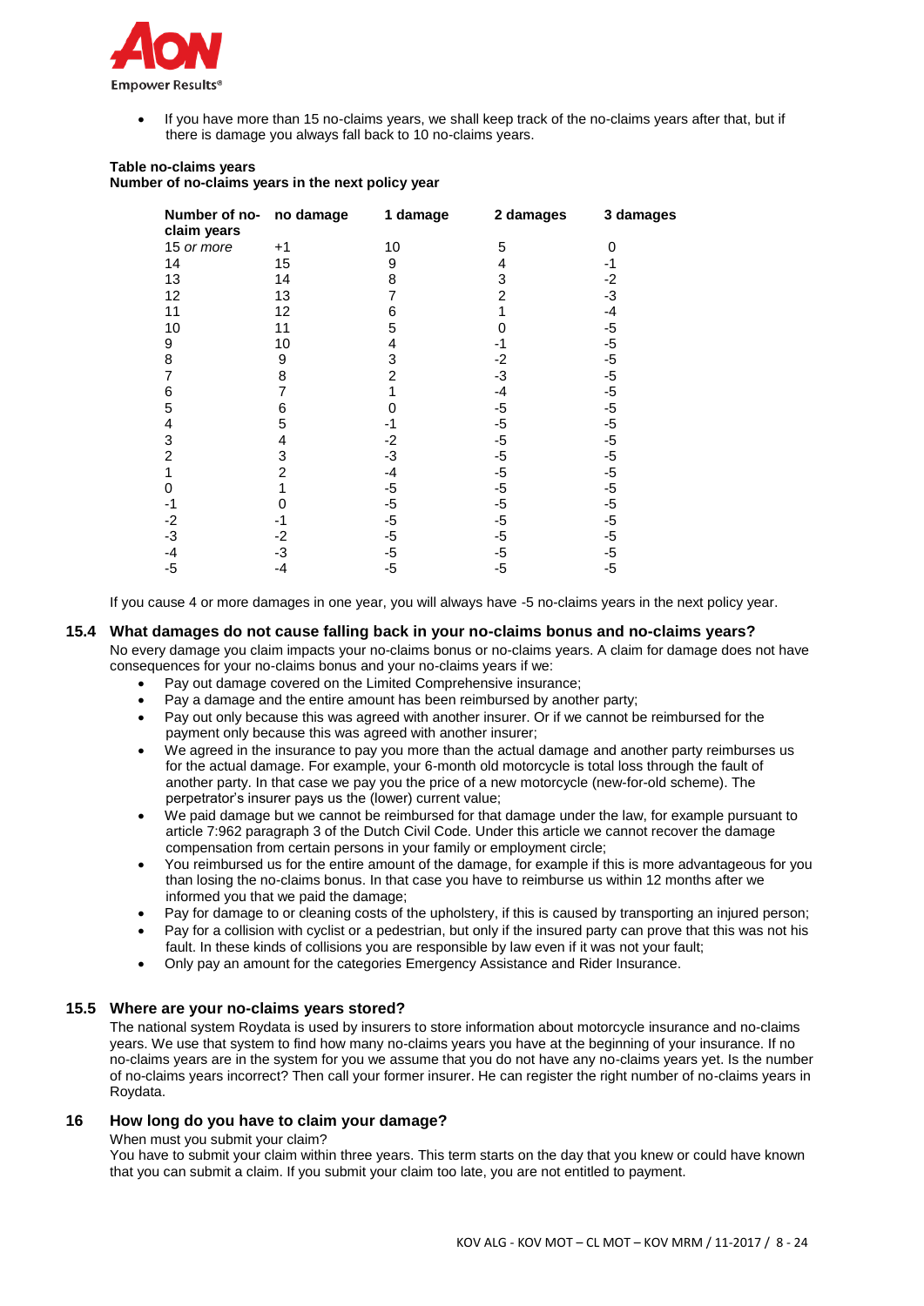- If you have more than 15 no-claims years, we shall keep track of the no-claims years after that, but if there is damage you always fall back to 10 no-claims years.

**Table no-claims years**
**Number of no-claims years in the next policy year**

| Number of no-claim years | no damage | 1 damage | 2 damages | 3 damages |
|---|---|---|---|---|
| 15 *or more* | +1 | 10 | 5 | 0 |
| 14 | 15 | 9 | 4 | -1 |
| 13 | 14 | 8 | 3 | -2 |
| 12 | 13 | 7 | 2 | -3 |
| 11 | 12 | 6 | 1 | -4 |
| 10 | 11 | 5 | 0 | -5 |
| 9 | 10 | 4 | -1 | -5 |
| 8 | 9 | 3 | -2 | -5 |
| 7 | 8 | 2 | -3 | -5 |
| 6 | 7 | 1 | -4 | -5 |
| 5 | 6 | 0 | -5 | -5 |
| 4 | 5 | -1 | -5 | -5 |
| 3 | 4 | -2 | -5 | -5 |
| 2 | 3 | -3 | -5 | -5 |
| 1 | 2 | -4 | -5 | -5 |
| 0 | 1 | -5 | -5 | -5 |
| -1 | 0 | -5 | -5 | -5 |
| -2 | -1 | -5 | -5 | -5 |
| -3 | -2 | -5 | -5 | -5 |
| -4 | -3 | -5 | -5 | -5 |
| -5 | -4 | -5 | -5 | -5 |

If you cause 4 or more damages in one year, you will always have -5 no-claims years in the next policy year.

## 15.4 What damages do not cause falling back in your no-claims bonus and no-claims years?

No every damage you claim impacts your no-claims bonus or no-claims years. A claim for damage does not have consequences for your no-claims bonus and your no-claims years if we:

- Pay out damage covered on the Limited Comprehensive insurance;
- Pay a damage and the entire amount has been reimbursed by another party;
- Pay out only because this was agreed with another insurer. Or if we cannot be reimbursed for the payment only because this was agreed with another insurer;
- We agreed in the insurance to pay you more than the actual damage and another party reimburses us for the actual damage. For example, your 6-month old motorcycle is total loss through the fault of another party. In that case we pay you the price of a new motorcycle (new-for-old scheme). The perpetrator's insurer pays us the (lower) current value;
- We paid damage but we cannot be reimbursed for that damage under the law, for example pursuant to article 7:962 paragraph 3 of the Dutch Civil Code. Under this article we cannot recover the damage compensation from certain persons in your family or employment circle;
- You reimbursed us for the entire amount of the damage, for example if this is more advantageous for you than losing the no-claims bonus. In that case you have to reimburse us within 12 months after we informed you that we paid the damage;
- Pay for damage to or cleaning costs of the upholstery, if this is caused by transporting an injured person;
- Pay for a collision with cyclist or a pedestrian, but only if the insured party can prove that this was not his fault. In these kinds of collisions you are responsible by law even if it was not your fault;
- Only pay an amount for the categories Emergency Assistance and Rider Insurance.

## 15.5 Where are your no-claims years stored?

The national system Roydata is used by insurers to store information about motorcycle insurance and no-claims years. We use that system to find how many no-claims years you have at the beginning of your insurance. If no no-claims years are in the system for you we assume that you do not have any no-claims years yet. Is the number of no-claims years incorrect? Then call your former insurer. He can register the right number of no-claims years in Roydata.

# 16 How long do you have to claim your damage?

When must you submit your claim?

You have to submit your claim within three years. This term starts on the day that you knew or could have known that you can submit a claim. If you submit your claim too late, you are not entitled to payment.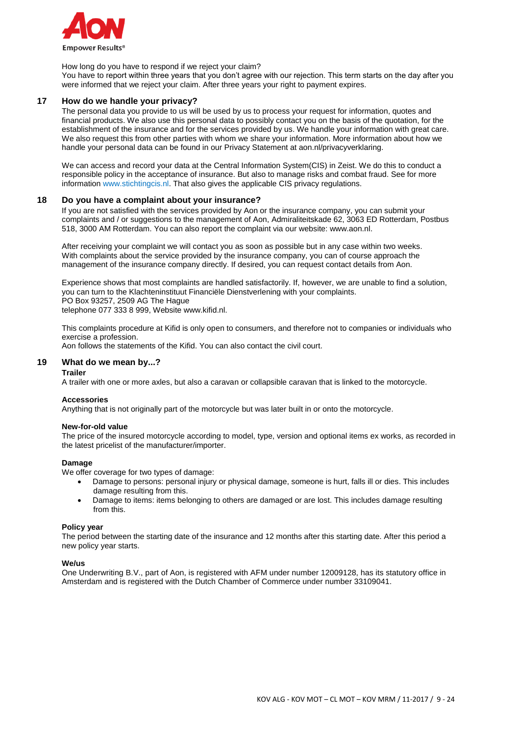How long do you have to respond if we reject your claim?
You have to report within three years that you don't agree with our rejection. This term starts on the day after you were informed that we reject your claim. After three years your right to payment expires.

## 17 How do we handle your privacy?

The personal data you provide to us will be used by us to process your request for information, quotes and financial products. We also use this personal data to possibly contact you on the basis of the quotation, for the establishment of the insurance and for the services provided by us. We handle your information with great care. We also request this from other parties with whom we share your information. More information about how we handle your personal data can be found in our Privacy Statement at aon.nl/privacyverklaring.

We can access and record your data at the Central Information System(CIS) in Zeist. We do this to conduct a responsible policy in the acceptance of insurance. But also to manage risks and combat fraud. See for more information www.stichtingcis.nl. That also gives the applicable CIS privacy regulations.

## 18 Do you have a complaint about your insurance?

If you are not satisfied with the services provided by Aon or the insurance company, you can submit your complaints and / or suggestions to the management of Aon, Admiraliteitskade 62, 3063 ED Rotterdam, Postbus 518, 3000 AM Rotterdam. You can also report the complaint via our website: www.aon.nl.

After receiving your complaint we will contact you as soon as possible but in any case within two weeks. With complaints about the service provided by the insurance company, you can of course approach the management of the insurance company directly. If desired, you can request contact details from Aon.

Experience shows that most complaints are handled satisfactorily. If, however, we are unable to find a solution, you can turn to the Klachteninstituut Financiële Dienstverlening with your complaints.
PO Box 93257, 2509 AG The Hague
telephone 077 333 8 999, Website www.kifid.nl.

This complaints procedure at Kifid is only open to consumers, and therefore not to companies or individuals who exercise a profession.
Aon follows the statements of the Kifid. You can also contact the civil court.

## 19 What do we mean by...?

**Trailer**
A trailer with one or more axles, but also a caravan or collapsible caravan that is linked to the motorcycle.

**Accessories**
Anything that is not originally part of the motorcycle but was later built in or onto the motorcycle.

**New-for-old value**
The price of the insured motorcycle according to model, type, version and optional items ex works, as recorded in the latest pricelist of the manufacturer/importer.

**Damage**
We offer coverage for two types of damage:

- Damage to persons: personal injury or physical damage, someone is hurt, falls ill or dies. This includes damage resulting from this.
- Damage to items: items belonging to others are damaged or are lost. This includes damage resulting from this.

**Policy year**
The period between the starting date of the insurance and 12 months after this starting date. After this period a new policy year starts.

**We/us**
One Underwriting B.V., part of Aon, is registered with AFM under number 12009128, has its statutory office in Amsterdam and is registered with the Dutch Chamber of Commerce under number 33109041.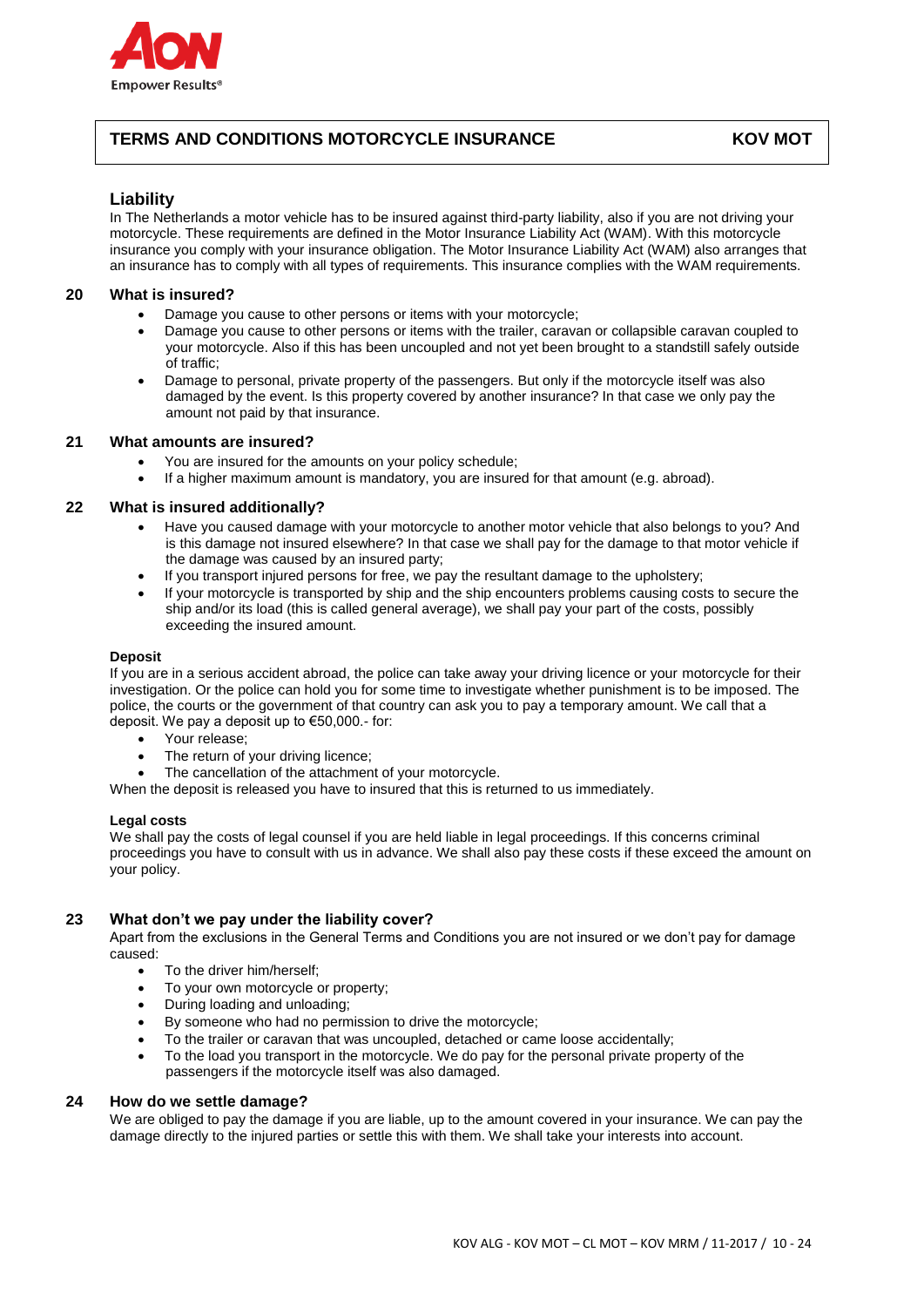## TERMS AND CONDITIONS MOTORCYCLE INSURANCE — KOV MOT

### Liability

In The Netherlands a motor vehicle has to be insured against third-party liability, also if you are not driving your motorcycle. These requirements are defined in the Motor Insurance Liability Act (WAM). With this motorcycle insurance you comply with your insurance obligation. The Motor Insurance Liability Act (WAM) also arranges that an insurance has to comply with all types of requirements. This insurance complies with the WAM requirements.

### 20 What is insured?

- Damage you cause to other persons or items with your motorcycle;
- Damage you cause to other persons or items with the trailer, caravan or collapsible caravan coupled to your motorcycle. Also if this has been uncoupled and not yet been brought to a standstill safely outside of traffic;
- Damage to personal, private property of the passengers. But only if the motorcycle itself was also damaged by the event. Is this property covered by another insurance? In that case we only pay the amount not paid by that insurance.

### 21 What amounts are insured?

- You are insured for the amounts on your policy schedule;
- If a higher maximum amount is mandatory, you are insured for that amount (e.g. abroad).

### 22 What is insured additionally?

- Have you caused damage with your motorcycle to another motor vehicle that also belongs to you? And is this damage not insured elsewhere? In that case we shall pay for the damage to that motor vehicle if the damage was caused by an insured party;
- If you transport injured persons for free, we pay the resultant damage to the upholstery;
- If your motorcycle is transported by ship and the ship encounters problems causing costs to secure the ship and/or its load (this is called general average), we shall pay your part of the costs, possibly exceeding the insured amount.

**Deposit**

If you are in a serious accident abroad, the police can take away your driving licence or your motorcycle for their investigation. Or the police can hold you for some time to investigate whether punishment is to be imposed. The police, the courts or the government of that country can ask you to pay a temporary amount. We call that a deposit. We pay a deposit up to €50,000.- for:

- Your release;
- The return of your driving licence;
- The cancellation of the attachment of your motorcycle.

When the deposit is released you have to insured that this is returned to us immediately.

**Legal costs**

We shall pay the costs of legal counsel if you are held liable in legal proceedings. If this concerns criminal proceedings you have to consult with us in advance. We shall also pay these costs if these exceed the amount on your policy.

### 23 What don't we pay under the liability cover?

Apart from the exclusions in the General Terms and Conditions you are not insured or we don't pay for damage caused:

- To the driver him/herself;
- To your own motorcycle or property;
- During loading and unloading;
- By someone who had no permission to drive the motorcycle;
- To the trailer or caravan that was uncoupled, detached or came loose accidentally;
- To the load you transport in the motorcycle. We do pay for the personal private property of the passengers if the motorcycle itself was also damaged.

### 24 How do we settle damage?

We are obliged to pay the damage if you are liable, up to the amount covered in your insurance. We can pay the damage directly to the injured parties or settle this with them. We shall take your interests into account.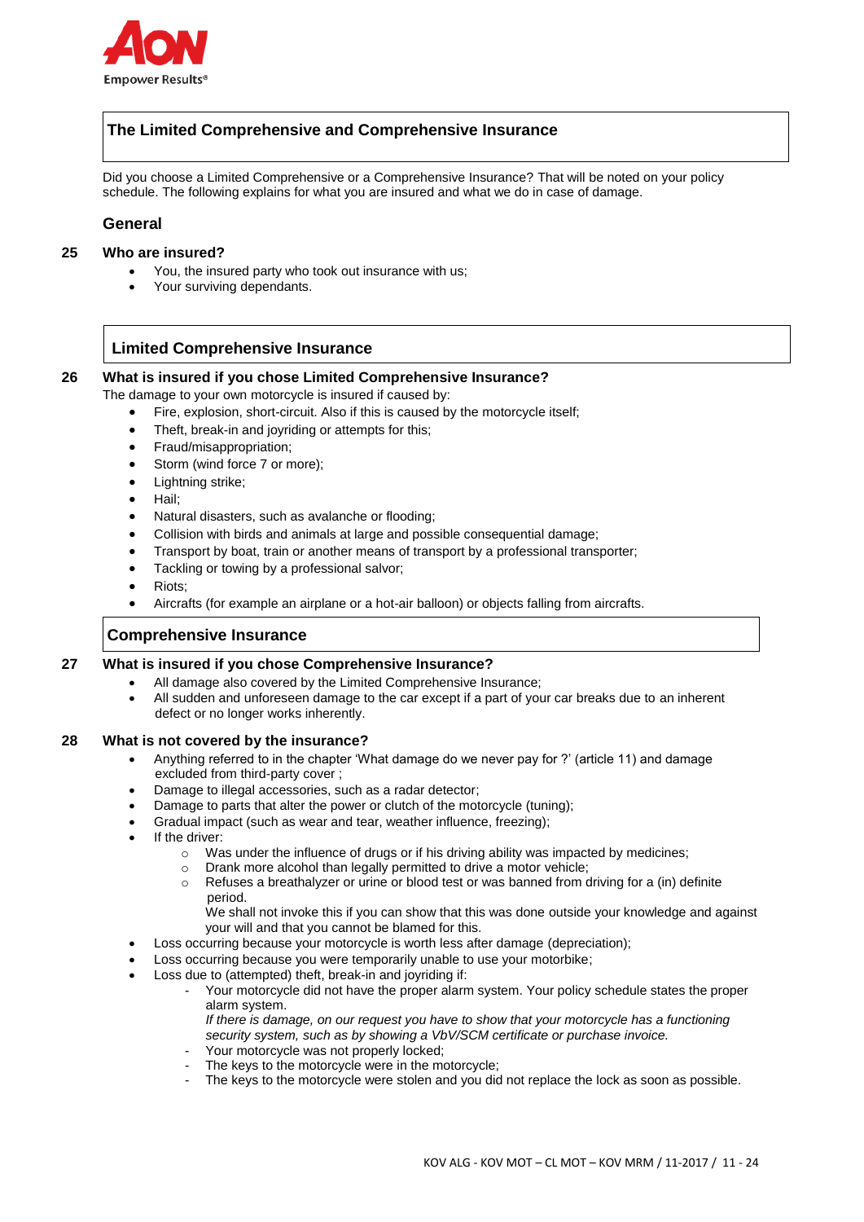## The Limited Comprehensive and Comprehensive Insurance

Did you choose a Limited Comprehensive or a Comprehensive Insurance? That will be noted on your policy schedule. The following explains for what you are insured and what we do in case of damage.

### General

**25 Who are insured?**

- You, the insured party who took out insurance with us;
- Your surviving dependants.

## Limited Comprehensive Insurance

**26 What is insured if you chose Limited Comprehensive Insurance?**

The damage to your own motorcycle is insured if caused by:

- Fire, explosion, short-circuit. Also if this is caused by the motorcycle itself;
- Theft, break-in and joyriding or attempts for this;
- Fraud/misappropriation;
- Storm (wind force 7 or more);
- Lightning strike;
- Hail;
- Natural disasters, such as avalanche or flooding;
- Collision with birds and animals at large and possible consequential damage;
- Transport by boat, train or another means of transport by a professional transporter;
- Tackling or towing by a professional salvor;
- Riots;
- Aircrafts (for example an airplane or a hot-air balloon) or objects falling from aircrafts.

## Comprehensive Insurance

**27 What is insured if you chose Comprehensive Insurance?**

- All damage also covered by the Limited Comprehensive Insurance;
- All sudden and unforeseen damage to the car except if a part of your car breaks due to an inherent defect or no longer works inherently.

**28 What is not covered by the insurance?**

- Anything referred to in the chapter 'What damage do we never pay for ?' (article 11) and damage excluded from third-party cover ;
- Damage to illegal accessories, such as a radar detector;
- Damage to parts that alter the power or clutch of the motorcycle (tuning);
- Gradual impact (such as wear and tear, weather influence, freezing);
- If the driver:
  - Was under the influence of drugs or if his driving ability was impacted by medicines;
  - Drank more alcohol than legally permitted to drive a motor vehicle;
  - Refuses a breathalyzer or urine or blood test or was banned from driving for a (in) definite period.

    We shall not invoke this if you can show that this was done outside your knowledge and against your will and that you cannot be blamed for this.
- Loss occurring because your motorcycle is worth less after damage (depreciation);
- Loss occurring because you were temporarily unable to use your motorbike;
- Loss due to (attempted) theft, break-in and joyriding if:
  - Your motorcycle did not have the proper alarm system. Your policy schedule states the proper alarm system.

    *If there is damage, on our request you have to show that your motorcycle has a functioning security system, such as by showing a VbV/SCM certificate or purchase invoice.*
  - Your motorcycle was not properly locked;
  - The keys to the motorcycle were in the motorcycle;
  - The keys to the motorcycle were stolen and you did not replace the lock as soon as possible.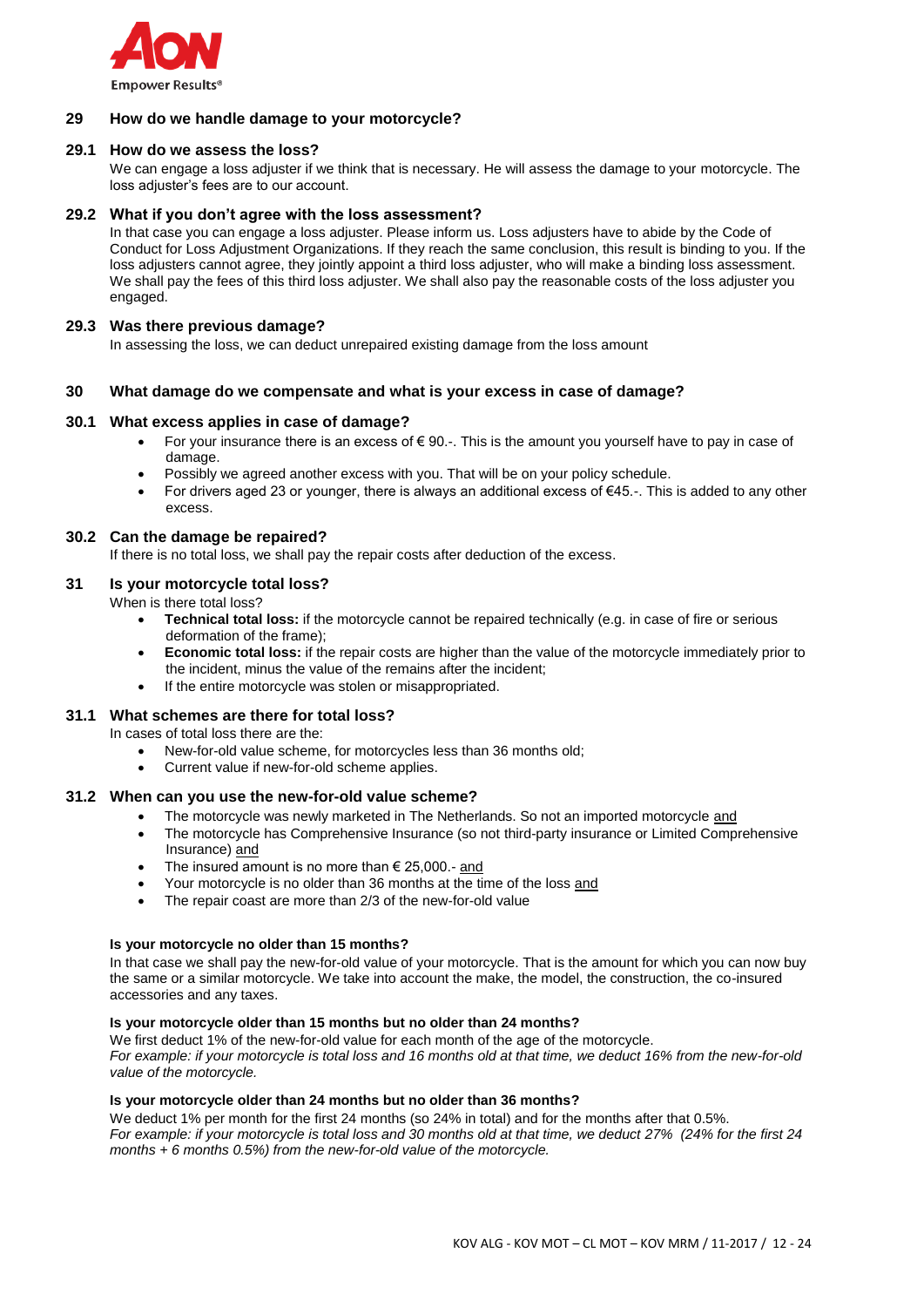## 29 How do we handle damage to your motorcycle?

### 29.1 How do we assess the loss?

We can engage a loss adjuster if we think that is necessary. He will assess the damage to your motorcycle. The loss adjuster's fees are to our account.

### 29.2 What if you don't agree with the loss assessment?

In that case you can engage a loss adjuster. Please inform us. Loss adjusters have to abide by the Code of Conduct for Loss Adjustment Organizations. If they reach the same conclusion, this result is binding to you. If the loss adjusters cannot agree, they jointly appoint a third loss adjuster, who will make a binding loss assessment. We shall pay the fees of this third loss adjuster. We shall also pay the reasonable costs of the loss adjuster you engaged.

### 29.3 Was there previous damage?

In assessing the loss, we can deduct unrepaired existing damage from the loss amount

## 30 What damage do we compensate and what is your excess in case of damage?

### 30.1 What excess applies in case of damage?

- For your insurance there is an excess of € 90.-. This is the amount you yourself have to pay in case of damage.
- Possibly we agreed another excess with you. That will be on your policy schedule.
- For drivers aged 23 or younger, there is always an additional excess of €45.-. This is added to any other excess.

### 30.2 Can the damage be repaired?

If there is no total loss, we shall pay the repair costs after deduction of the excess.

## 31 Is your motorcycle total loss?

When is there total loss?

- **Technical total loss:** if the motorcycle cannot be repaired technically (e.g. in case of fire or serious deformation of the frame);
- **Economic total loss:** if the repair costs are higher than the value of the motorcycle immediately prior to the incident, minus the value of the remains after the incident;
- If the entire motorcycle was stolen or misappropriated.

### 31.1 What schemes are there for total loss?

In cases of total loss there are the:

- New-for-old value scheme, for motorcycles less than 36 months old;
- Current value if new-for-old scheme applies.

### 31.2 When can you use the new-for-old value scheme?

- The motorcycle was newly marketed in The Netherlands. So not an imported motorcycle and
- The motorcycle has Comprehensive Insurance (so not third-party insurance or Limited Comprehensive Insurance) and
- The insured amount is no more than € 25,000.- and
- Your motorcycle is no older than 36 months at the time of the loss and
- The repair coast are more than 2/3 of the new-for-old value

**Is your motorcycle no older than 15 months?**

In that case we shall pay the new-for-old value of your motorcycle. That is the amount for which you can now buy the same or a similar motorcycle. We take into account the make, the model, the construction, the co-insured accessories and any taxes.

**Is your motorcycle older than 15 months but no older than 24 months?**

We first deduct 1% of the new-for-old value for each month of the age of the motorcycle.
*For example: if your motorcycle is total loss and 16 months old at that time, we deduct 16% from the new-for-old value of the motorcycle.*

**Is your motorcycle older than 24 months but no older than 36 months?**

We deduct 1% per month for the first 24 months (so 24% in total) and for the months after that 0.5%.
*For example: if your motorcycle is total loss and 30 months old at that time, we deduct 27% (24% for the first 24 months + 6 months 0.5%) from the new-for-old value of the motorcycle.*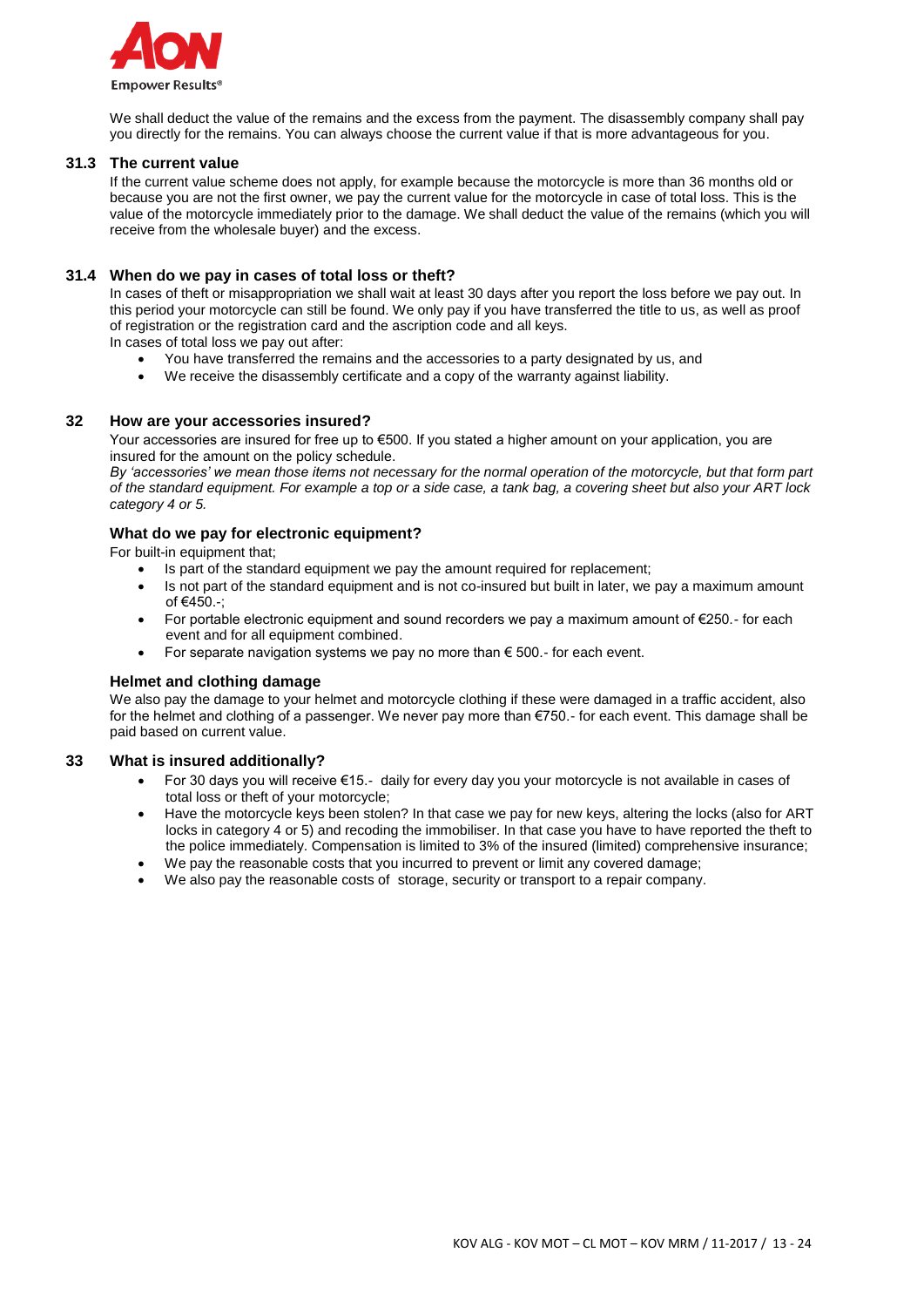We shall deduct the value of the remains and the excess from the payment. The disassembly company shall pay you directly for the remains. You can always choose the current value if that is more advantageous for you.

### 31.3 The current value

If the current value scheme does not apply, for example because the motorcycle is more than 36 months old or because you are not the first owner, we pay the current value for the motorcycle in case of total loss. This is the value of the motorcycle immediately prior to the damage. We shall deduct the value of the remains (which you will receive from the wholesale buyer) and the excess.

### 31.4 When do we pay in cases of total loss or theft?

In cases of theft or misappropriation we shall wait at least 30 days after you report the loss before we pay out. In this period your motorcycle can still be found. We only pay if you have transferred the title to us, as well as proof of registration or the registration card and the ascription code and all keys.
In cases of total loss we pay out after:

- You have transferred the remains and the accessories to a party designated by us, and
- We receive the disassembly certificate and a copy of the warranty against liability.

## 32 How are your accessories insured?

Your accessories are insured for free up to €500. If you stated a higher amount on your application, you are insured for the amount on the policy schedule.
*By 'accessories' we mean those items not necessary for the normal operation of the motorcycle, but that form part of the standard equipment. For example a top or a side case, a tank bag, a covering sheet but also your ART lock category 4 or 5.*

### What do we pay for electronic equipment?

For built-in equipment that;

- Is part of the standard equipment we pay the amount required for replacement;
- Is not part of the standard equipment and is not co-insured but built in later, we pay a maximum amount of €450.-;
- For portable electronic equipment and sound recorders we pay a maximum amount of €250.- for each event and for all equipment combined.
- For separate navigation systems we pay no more than € 500.- for each event.

### Helmet and clothing damage

We also pay the damage to your helmet and motorcycle clothing if these were damaged in a traffic accident, also for the helmet and clothing of a passenger. We never pay more than €750.- for each event. This damage shall be paid based on current value.

## 33 What is insured additionally?

- For 30 days you will receive €15.- daily for every day you your motorcycle is not available in cases of total loss or theft of your motorcycle;
- Have the motorcycle keys been stolen? In that case we pay for new keys, altering the locks (also for ART locks in category 4 or 5) and recoding the immobiliser. In that case you have to have reported the theft to the police immediately. Compensation is limited to 3% of the insured (limited) comprehensive insurance;
- We pay the reasonable costs that you incurred to prevent or limit any covered damage;
- We also pay the reasonable costs of storage, security or transport to a repair company.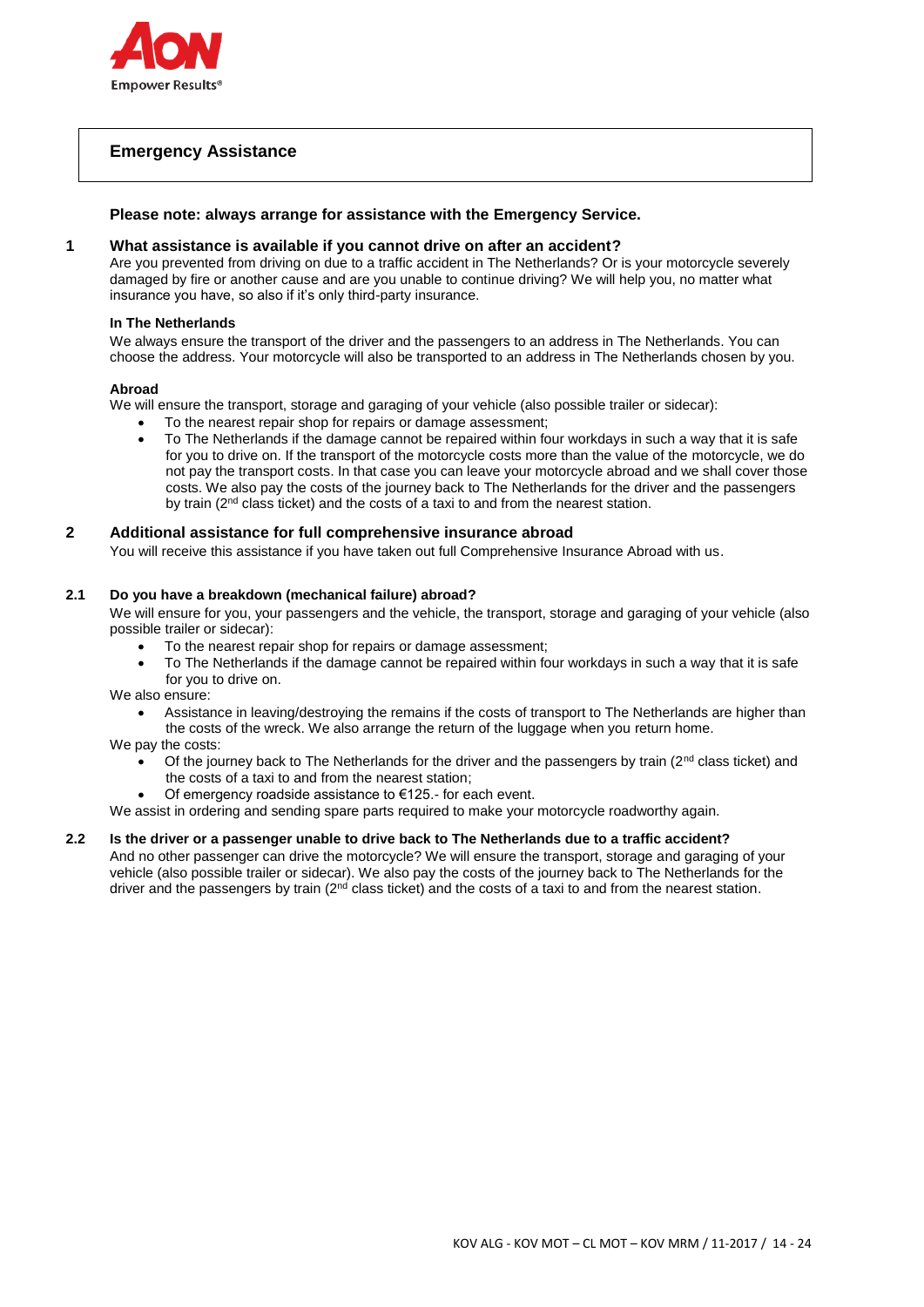## Emergency Assistance

**Please note: always arrange for assistance with the Emergency Service.**

### 1 What assistance is available if you cannot drive on after an accident?

Are you prevented from driving on due to a traffic accident in The Netherlands? Or is your motorcycle severely damaged by fire or another cause and are you unable to continue driving? We will help you, no matter what insurance you have, so also if it's only third-party insurance.

**In The Netherlands**

We always ensure the transport of the driver and the passengers to an address in The Netherlands. You can choose the address. Your motorcycle will also be transported to an address in The Netherlands chosen by you.

**Abroad**

We will ensure the transport, storage and garaging of your vehicle (also possible trailer or sidecar):

- To the nearest repair shop for repairs or damage assessment;
- To The Netherlands if the damage cannot be repaired within four workdays in such a way that it is safe for you to drive on. If the transport of the motorcycle costs more than the value of the motorcycle, we do not pay the transport costs. In that case you can leave your motorcycle abroad and we shall cover those costs. We also pay the costs of the journey back to The Netherlands for the driver and the passengers by train (2nd class ticket) and the costs of a taxi to and from the nearest station.

### 2 Additional assistance for full comprehensive insurance abroad

You will receive this assistance if you have taken out full Comprehensive Insurance Abroad with us.

#### 2.1 Do you have a breakdown (mechanical failure) abroad?

We will ensure for you, your passengers and the vehicle, the transport, storage and garaging of your vehicle (also possible trailer or sidecar):

- To the nearest repair shop for repairs or damage assessment;
- To The Netherlands if the damage cannot be repaired within four workdays in such a way that it is safe for you to drive on.

We also ensure:

- Assistance in leaving/destroying the remains if the costs of transport to The Netherlands are higher than the costs of the wreck. We also arrange the return of the luggage when you return home.

We pay the costs:

- Of the journey back to The Netherlands for the driver and the passengers by train (2nd class ticket) and the costs of a taxi to and from the nearest station;
- Of emergency roadside assistance to €125.- for each event.

We assist in ordering and sending spare parts required to make your motorcycle roadworthy again.

#### 2.2 Is the driver or a passenger unable to drive back to The Netherlands due to a traffic accident?

And no other passenger can drive the motorcycle? We will ensure the transport, storage and garaging of your vehicle (also possible trailer or sidecar). We also pay the costs of the journey back to The Netherlands for the driver and the passengers by train (2nd class ticket) and the costs of a taxi to and from the nearest station.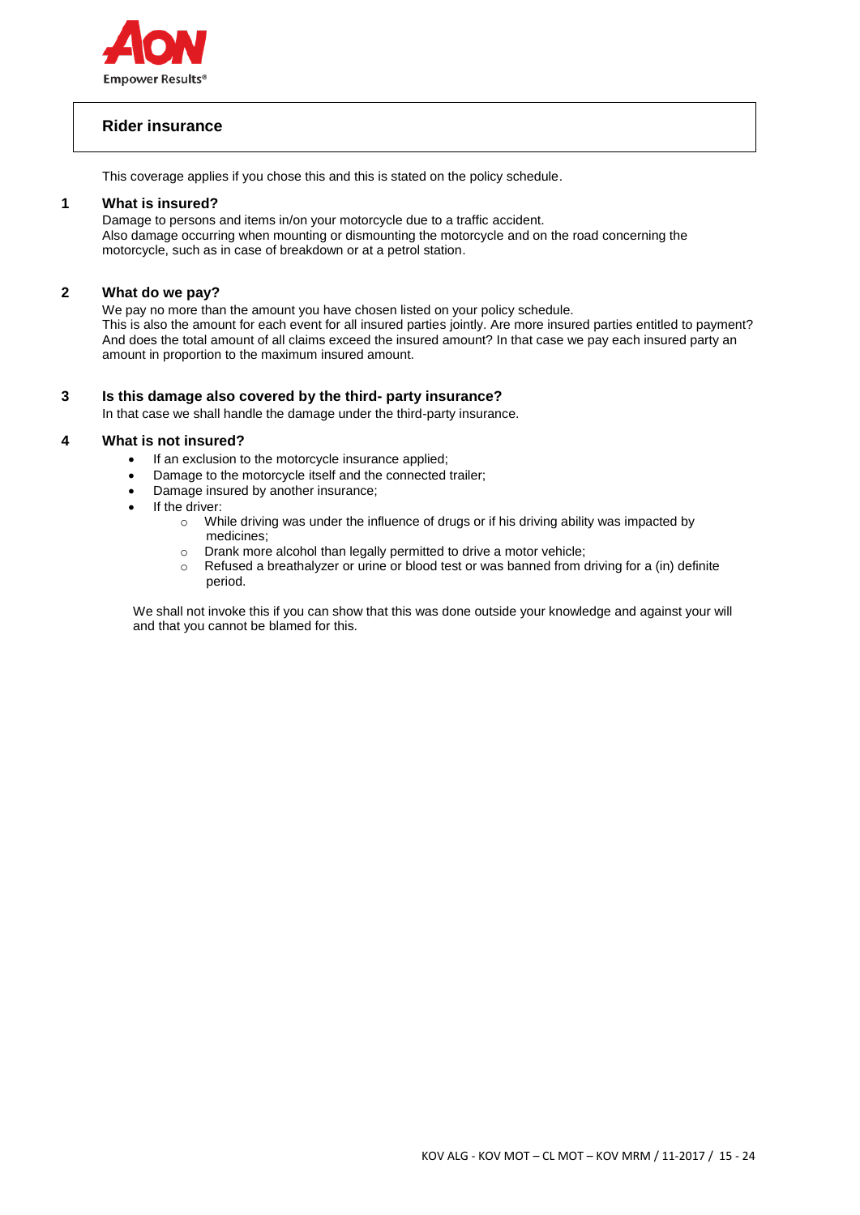## Rider insurance

This coverage applies if you chose this and this is stated on the policy schedule.

### 1 What is insured?

Damage to persons and items in/on your motorcycle due to a traffic accident.
Also damage occurring when mounting or dismounting the motorcycle and on the road concerning the motorcycle, such as in case of breakdown or at a petrol station.

### 2 What do we pay?

We pay no more than the amount you have chosen listed on your policy schedule.
This is also the amount for each event for all insured parties jointly. Are more insured parties entitled to payment? And does the total amount of all claims exceed the insured amount? In that case we pay each insured party an amount in proportion to the maximum insured amount.

### 3 Is this damage also covered by the third- party insurance?

In that case we shall handle the damage under the third-party insurance.

### 4 What is not insured?

- If an exclusion to the motorcycle insurance applied;
- Damage to the motorcycle itself and the connected trailer;
- Damage insured by another insurance;
- If the driver:
  - While driving was under the influence of drugs or if his driving ability was impacted by medicines;
  - Drank more alcohol than legally permitted to drive a motor vehicle;
  - Refused a breathalyzer or urine or blood test or was banned from driving for a (in) definite period.

We shall not invoke this if you can show that this was done outside your knowledge and against your will and that you cannot be blamed for this.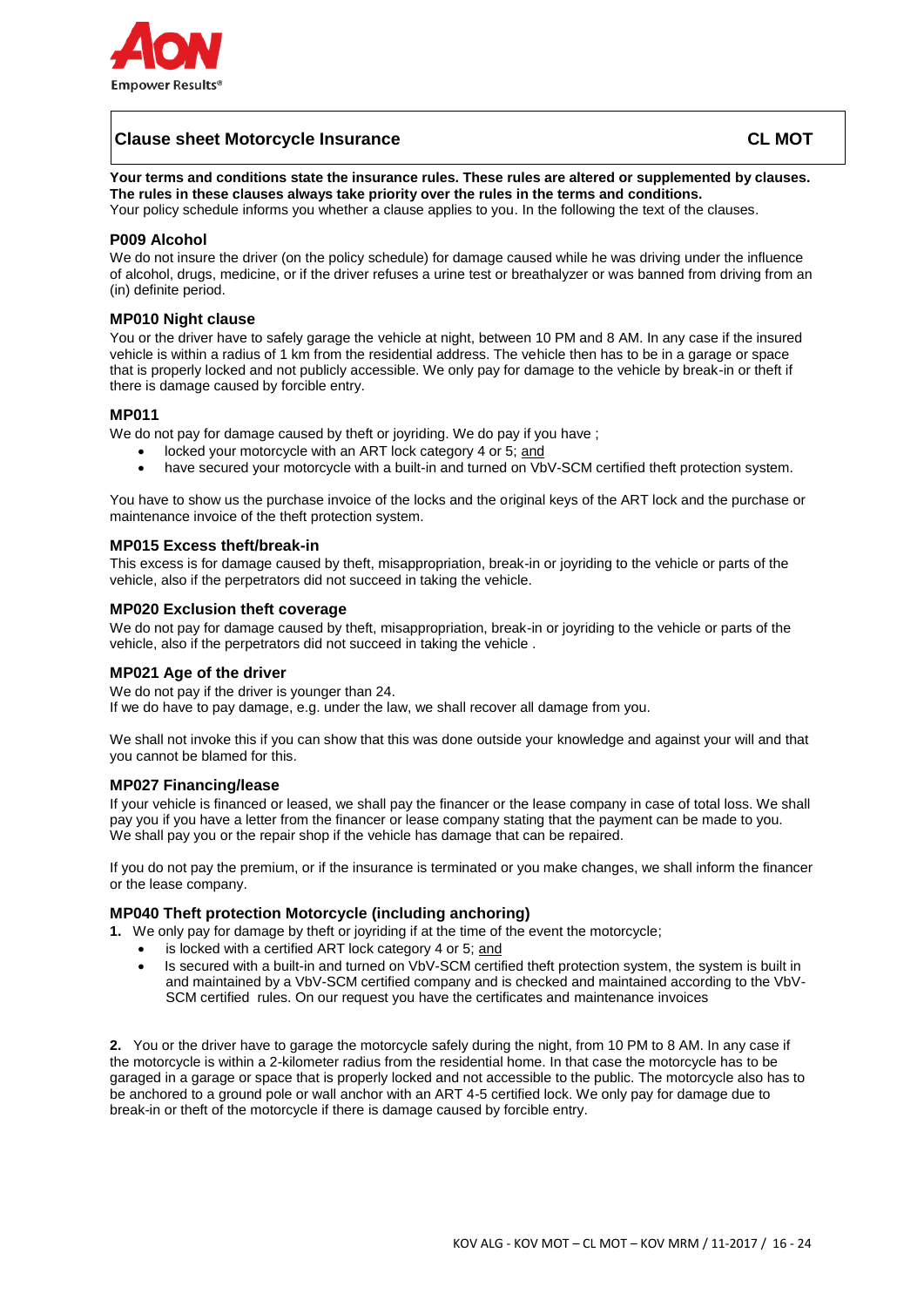## Clause sheet Motorcycle Insurance **CL MOT**

**Your terms and conditions state the insurance rules. These rules are altered or supplemented by clauses. The rules in these clauses always take priority over the rules in the terms and conditions.**
Your policy schedule informs you whether a clause applies to you. In the following the text of the clauses.

### P009 Alcohol

We do not insure the driver (on the policy schedule) for damage caused while he was driving under the influence of alcohol, drugs, medicine, or if the driver refuses a urine test or breathalyzer or was banned from driving from an (in) definite period.

### MP010 Night clause

You or the driver have to safely garage the vehicle at night, between 10 PM and 8 AM. In any case if the insured vehicle is within a radius of 1 km from the residential address. The vehicle then has to be in a garage or space that is properly locked and not publicly accessible. We only pay for damage to the vehicle by break-in or theft if there is damage caused by forcible entry.

### MP011

We do not pay for damage caused by theft or joyriding. We do pay if you have ;

- locked your motorcycle with an ART lock category 4 or 5; and
- have secured your motorcycle with a built-in and turned on VbV-SCM certified theft protection system.

You have to show us the purchase invoice of the locks and the original keys of the ART lock and the purchase or maintenance invoice of the theft protection system.

### MP015 Excess theft/break-in

This excess is for damage caused by theft, misappropriation, break-in or joyriding to the vehicle or parts of the vehicle, also if the perpetrators did not succeed in taking the vehicle.

### MP020 Exclusion theft coverage

We do not pay for damage caused by theft, misappropriation, break-in or joyriding to the vehicle or parts of the vehicle, also if the perpetrators did not succeed in taking the vehicle .

### MP021 Age of the driver

We do not pay if the driver is younger than 24.
If we do have to pay damage, e.g. under the law, we shall recover all damage from you.

We shall not invoke this if you can show that this was done outside your knowledge and against your will and that you cannot be blamed for this.

### MP027 Financing/lease

If your vehicle is financed or leased, we shall pay the financer or the lease company in case of total loss. We shall pay you if you have a letter from the financer or lease company stating that the payment can be made to you.
We shall pay you or the repair shop if the vehicle has damage that can be repaired.

If you do not pay the premium, or if the insurance is terminated or you make changes, we shall inform the financer or the lease company.

### MP040 Theft protection Motorcycle (including anchoring)

**1.** We only pay for damage by theft or joyriding if at the time of the event the motorcycle;

- is locked with a certified ART lock category 4 or 5; and
- Is secured with a built-in and turned on VbV-SCM certified theft protection system, the system is built in and maintained by a VbV-SCM certified company and is checked and maintained according to the VbV-SCM certified rules. On our request you have the certificates and maintenance invoices

**2.** You or the driver have to garage the motorcycle safely during the night, from 10 PM to 8 AM. In any case if the motorcycle is within a 2-kilometer radius from the residential home. In that case the motorcycle has to be garaged in a garage or space that is properly locked and not accessible to the public. The motorcycle also has to be anchored to a ground pole or wall anchor with an ART 4-5 certified lock. We only pay for damage due to break-in or theft of the motorcycle if there is damage caused by forcible entry.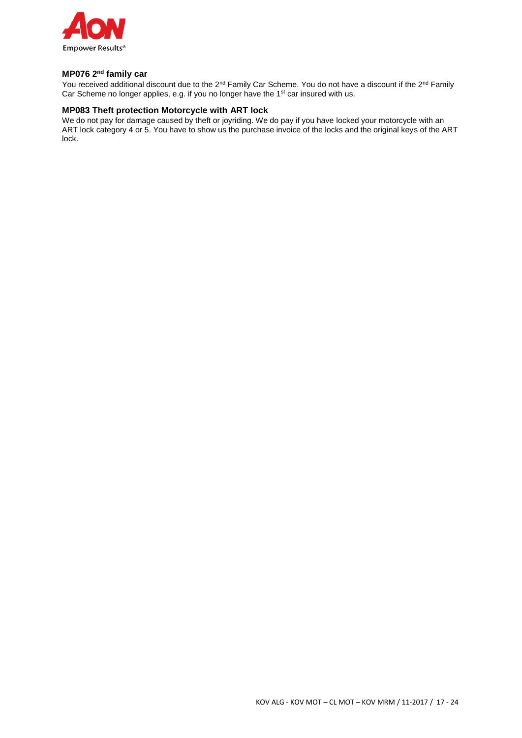### MP076 2nd family car

You received additional discount due to the 2nd Family Car Scheme. You do not have a discount if the 2nd Family Car Scheme no longer applies, e.g. if you no longer have the 1st car insured with us.

### MP083 Theft protection Motorcycle with ART lock

We do not pay for damage caused by theft or joyriding. We do pay if you have locked your motorcycle with an ART lock category 4 or 5. You have to show us the purchase invoice of the locks and the original keys of the ART lock.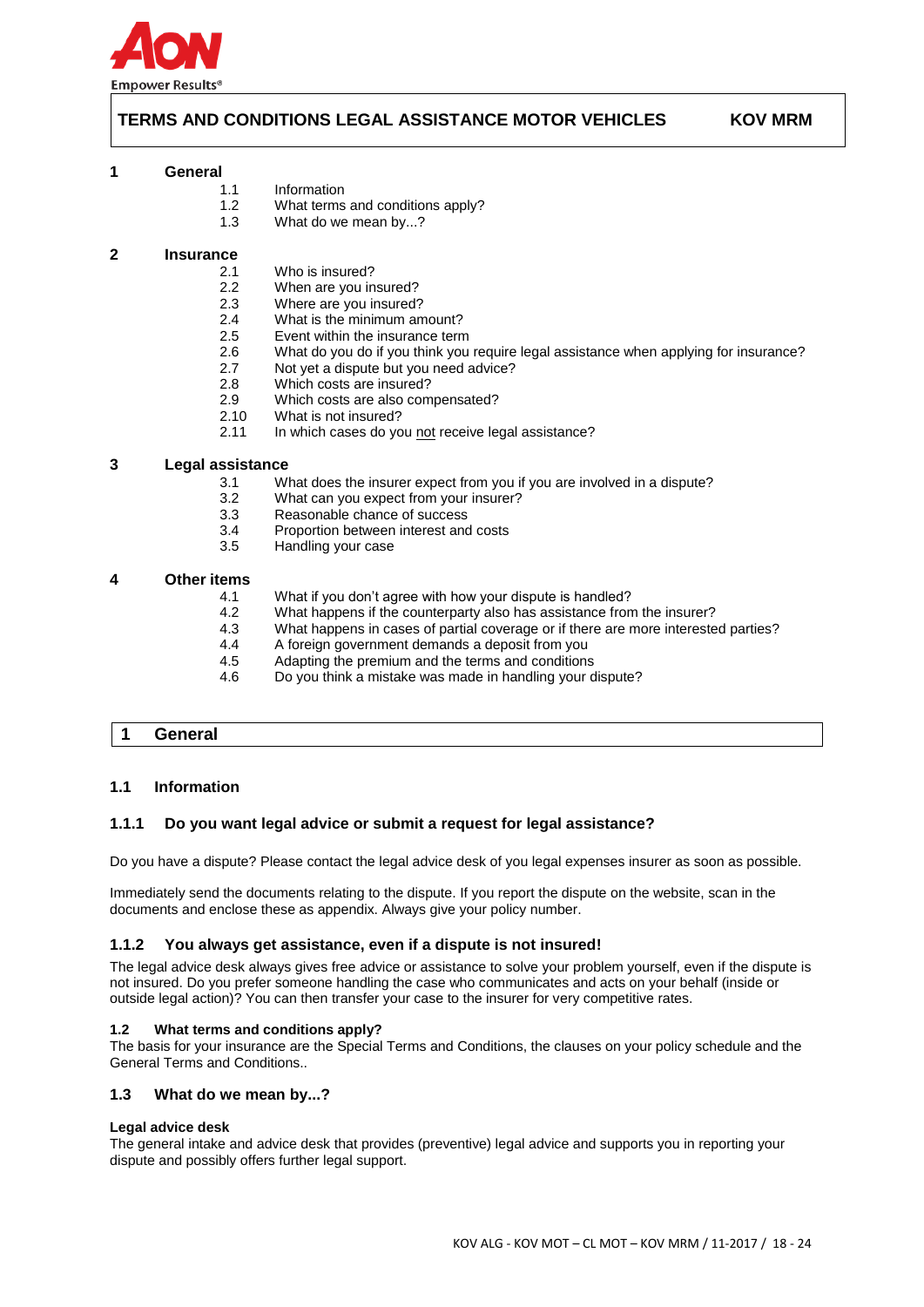Empower Results®

# TERMS AND CONDITIONS LEGAL ASSISTANCE MOTOR VEHICLES KOV MRM

**1 General**

- 1.1 Information
- 1.2 What terms and conditions apply?
- 1.3 What do we mean by...?

**2 Insurance**

- 2.1 Who is insured?
- 2.2 When are you insured?
- 2.3 Where are you insured?
- 2.4 What is the minimum amount?
- 2.5 Event within the insurance term
- 2.6 What do you do if you think you require legal assistance when applying for insurance?
- 2.7 Not yet a dispute but you need advice?
- 2.8 Which costs are insured?
- 2.9 Which costs are also compensated?
- 2.10 What is not insured?
- 2.11 In which cases do you not receive legal assistance?

**3 Legal assistance**

- 3.1 What does the insurer expect from you if you are involved in a dispute?
- 3.2 What can you expect from your insurer?
- 3.3 Reasonable chance of success
- 3.4 Proportion between interest and costs
- 3.5 Handling your case

**4 Other items**

- 4.1 What if you don't agree with how your dispute is handled?
- 4.2 What happens if the counterparty also has assistance from the insurer?
- 4.3 What happens in cases of partial coverage or if there are more interested parties?
- 4.4 A foreign government demands a deposit from you
- 4.5 Adapting the premium and the terms and conditions
- 4.6 Do you think a mistake was made in handling your dispute?

## 1 General

### 1.1 Information

#### 1.1.1 Do you want legal advice or submit a request for legal assistance?

Do you have a dispute? Please contact the legal advice desk of you legal expenses insurer as soon as possible.

Immediately send the documents relating to the dispute. If you report the dispute on the website, scan in the documents and enclose these as appendix. Always give your policy number.

#### 1.1.2 You always get assistance, even if a dispute is not insured!

The legal advice desk always gives free advice or assistance to solve your problem yourself, even if the dispute is not insured. Do you prefer someone handling the case who communicates and acts on your behalf (inside or outside legal action)? You can then transfer your case to the insurer for very competitive rates.

### 1.2 What terms and conditions apply?

The basis for your insurance are the Special Terms and Conditions, the clauses on your policy schedule and the General Terms and Conditions..

### 1.3 What do we mean by...?

**Legal advice desk**
The general intake and advice desk that provides (preventive) legal advice and supports you in reporting your dispute and possibly offers further legal support.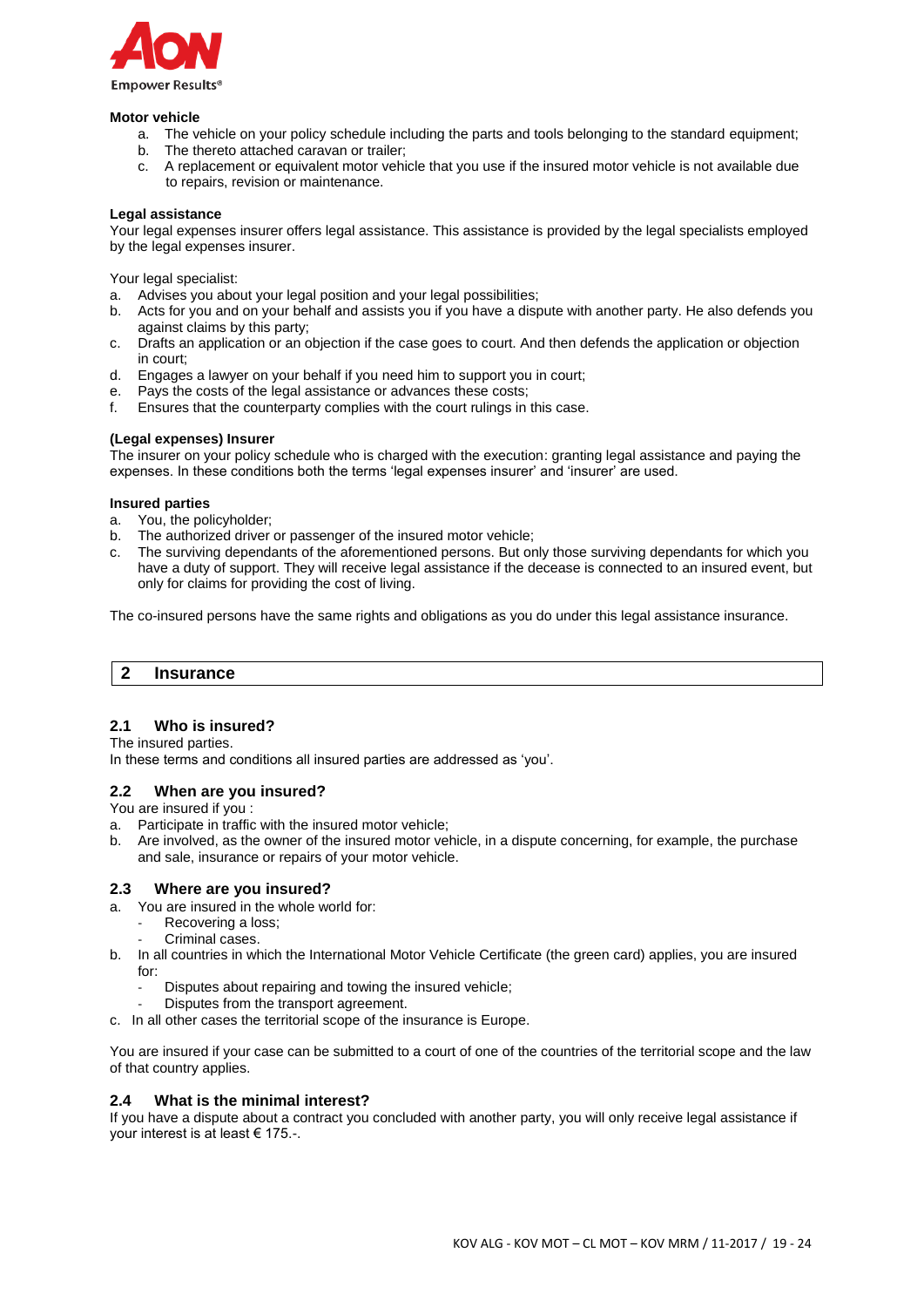**Motor vehicle**

a. The vehicle on your policy schedule including the parts and tools belonging to the standard equipment;
b. The thereto attached caravan or trailer;
c. A replacement or equivalent motor vehicle that you use if the insured motor vehicle is not available due to repairs, revision or maintenance.

**Legal assistance**

Your legal expenses insurer offers legal assistance. This assistance is provided by the legal specialists employed by the legal expenses insurer.

Your legal specialist:

a. Advises you about your legal position and your legal possibilities;
b. Acts for you and on your behalf and assists you if you have a dispute with another party. He also defends you against claims by this party;
c. Drafts an application or an objection if the case goes to court. And then defends the application or objection in court;
d. Engages a lawyer on your behalf if you need him to support you in court;
e. Pays the costs of the legal assistance or advances these costs;
f. Ensures that the counterparty complies with the court rulings in this case.

**(Legal expenses) Insurer**

The insurer on your policy schedule who is charged with the execution: granting legal assistance and paying the expenses. In these conditions both the terms 'legal expenses insurer' and 'insurer' are used.

**Insured parties**

a. You, the policyholder;
b. The authorized driver or passenger of the insured motor vehicle;
c. The surviving dependants of the aforementioned persons. But only those surviving dependants for which you have a duty of support. They will receive legal assistance if the decease is connected to an insured event, but only for claims for providing the cost of living.

The co-insured persons have the same rights and obligations as you do under this legal assistance insurance.

# 2 Insurance

## 2.1 Who is insured?

The insured parties.
In these terms and conditions all insured parties are addressed as 'you'.

## 2.2 When are you insured?

You are insured if you :

a. Participate in traffic with the insured motor vehicle;
b. Are involved, as the owner of the insured motor vehicle, in a dispute concerning, for example, the purchase and sale, insurance or repairs of your motor vehicle.

## 2.3 Where are you insured?

a. You are insured in the whole world for:
   - Recovering a loss;
   - Criminal cases.
b. In all countries in which the International Motor Vehicle Certificate (the green card) applies, you are insured for:
   - Disputes about repairing and towing the insured vehicle;
   - Disputes from the transport agreement.
c. In all other cases the territorial scope of the insurance is Europe.

You are insured if your case can be submitted to a court of one of the countries of the territorial scope and the law of that country applies.

## 2.4 What is the minimal interest?

If you have a dispute about a contract you concluded with another party, you will only receive legal assistance if your interest is at least € 175.-.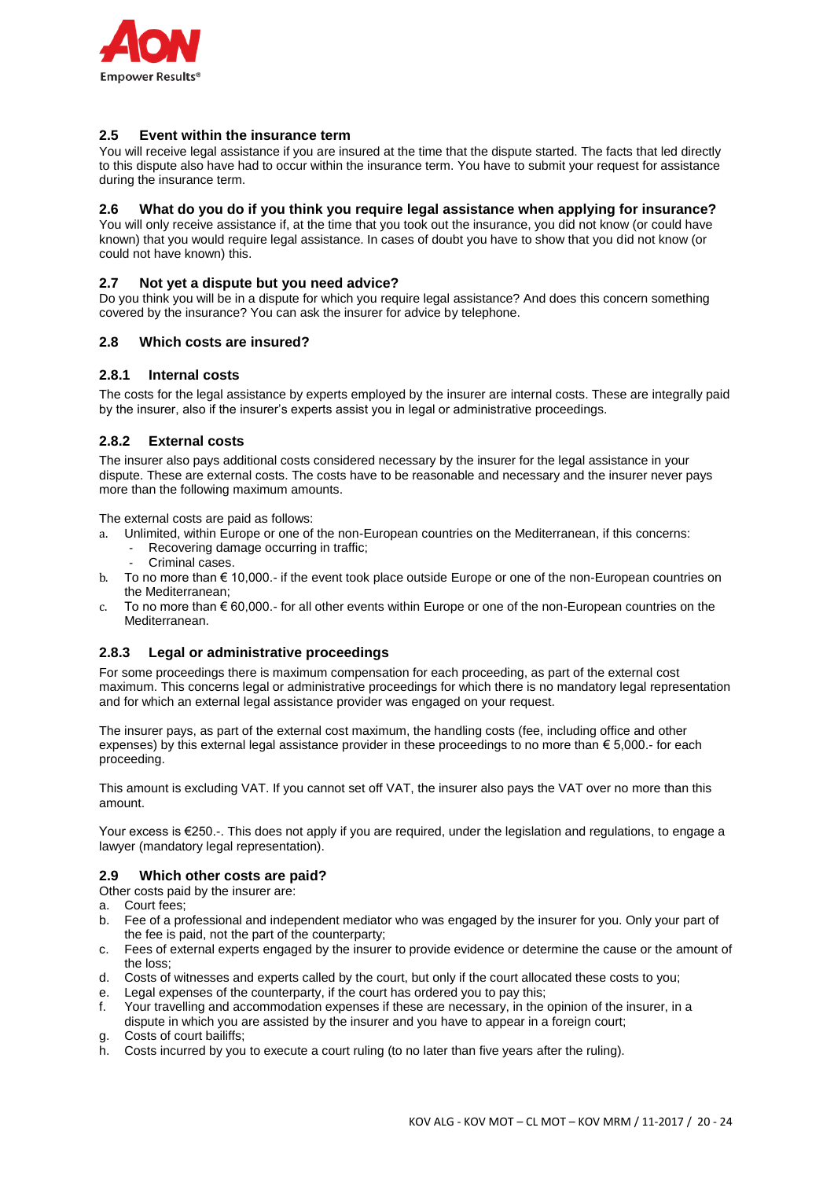## 2.5 Event within the insurance term

You will receive legal assistance if you are insured at the time that the dispute started. The facts that led directly to this dispute also have had to occur within the insurance term. You have to submit your request for assistance during the insurance term.

## 2.6 What do you do if you think you require legal assistance when applying for insurance?

You will only receive assistance if, at the time that you took out the insurance, you did not know (or could have known) that you would require legal assistance. In cases of doubt you have to show that you did not know (or could not have known) this.

## 2.7 Not yet a dispute but you need advice?

Do you think you will be in a dispute for which you require legal assistance? And does this concern something covered by the insurance? You can ask the insurer for advice by telephone.

## 2.8 Which costs are insured?

### 2.8.1 Internal costs

The costs for the legal assistance by experts employed by the insurer are internal costs. These are integrally paid by the insurer, also if the insurer's experts assist you in legal or administrative proceedings.

### 2.8.2 External costs

The insurer also pays additional costs considered necessary by the insurer for the legal assistance in your dispute. These are external costs. The costs have to be reasonable and necessary and the insurer never pays more than the following maximum amounts.

The external costs are paid as follows:

a. Unlimited, within Europe or one of the non-European countries on the Mediterranean, if this concerns:
   - Recovering damage occurring in traffic;
   - Criminal cases.
b. To no more than € 10,000.- if the event took place outside Europe or one of the non-European countries on the Mediterranean;
c. To no more than € 60,000.- for all other events within Europe or one of the non-European countries on the Mediterranean.

### 2.8.3 Legal or administrative proceedings

For some proceedings there is maximum compensation for each proceeding, as part of the external cost maximum. This concerns legal or administrative proceedings for which there is no mandatory legal representation and for which an external legal assistance provider was engaged on your request.

The insurer pays, as part of the external cost maximum, the handling costs (fee, including office and other expenses) by this external legal assistance provider in these proceedings to no more than € 5,000.- for each proceeding.

This amount is excluding VAT. If you cannot set off VAT, the insurer also pays the VAT over no more than this amount.

Your excess is €250.-. This does not apply if you are required, under the legislation and regulations, to engage a lawyer (mandatory legal representation).

## 2.9 Which other costs are paid?

Other costs paid by the insurer are:

a. Court fees;
b. Fee of a professional and independent mediator who was engaged by the insurer for you. Only your part of the fee is paid, not the part of the counterparty;
c. Fees of external experts engaged by the insurer to provide evidence or determine the cause or the amount of the loss;
d. Costs of witnesses and experts called by the court, but only if the court allocated these costs to you;
e. Legal expenses of the counterparty, if the court has ordered you to pay this;
f. Your travelling and accommodation expenses if these are necessary, in the opinion of the insurer, in a dispute in which you are assisted by the insurer and you have to appear in a foreign court;
g. Costs of court bailiffs;
h. Costs incurred by you to execute a court ruling (to no later than five years after the ruling).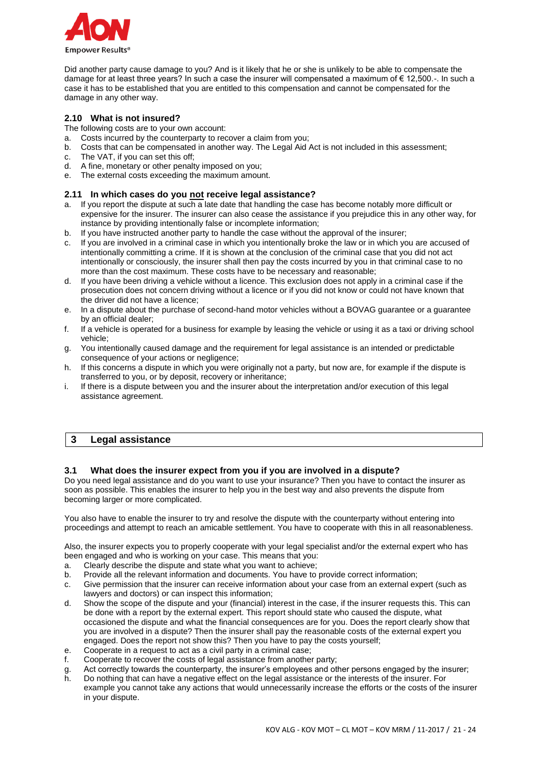Did another party cause damage to you? And is it likely that he or she is unlikely to be able to compensate the damage for at least three years? In such a case the insurer will compensated a maximum of € 12,500.-. In such a case it has to be established that you are entitled to this compensation and cannot be compensated for the damage in any other way.

### 2.10 What is not insured?

The following costs are to your own account:

a. Costs incurred by the counterparty to recover a claim from you;
b. Costs that can be compensated in another way. The Legal Aid Act is not included in this assessment;
c. The VAT, if you can set this off;
d. A fine, monetary or other penalty imposed on you;
e. The external costs exceeding the maximum amount.

### 2.11 In which cases do you not receive legal assistance?

a. If you report the dispute at such a late date that handling the case has become notably more difficult or expensive for the insurer. The insurer can also cease the assistance if you prejudice this in any other way, for instance by providing intentionally false or incomplete information;
b. If you have instructed another party to handle the case without the approval of the insurer;
c. If you are involved in a criminal case in which you intentionally broke the law or in which you are accused of intentionally committing a crime. If it is shown at the conclusion of the criminal case that you did not act intentionally or consciously, the insurer shall then pay the costs incurred by you in that criminal case to no more than the cost maximum. These costs have to be necessary and reasonable;
d. If you have been driving a vehicle without a licence. This exclusion does not apply in a criminal case if the prosecution does not concern driving without a licence or if you did not know or could not have known that the driver did not have a licence;
e. In a dispute about the purchase of second-hand motor vehicles without a BOVAG guarantee or a guarantee by an official dealer;
f. If a vehicle is operated for a business for example by leasing the vehicle or using it as a taxi or driving school vehicle;
g. You intentionally caused damage and the requirement for legal assistance is an intended or predictable consequence of your actions or negligence;
h. If this concerns a dispute in which you were originally not a party, but now are, for example if the dispute is transferred to you, or by deposit, recovery or inheritance;
i. If there is a dispute between you and the insurer about the interpretation and/or execution of this legal assistance agreement.

## 3 Legal assistance

### 3.1 What does the insurer expect from you if you are involved in a dispute?

Do you need legal assistance and do you want to use your insurance? Then you have to contact the insurer as soon as possible. This enables the insurer to help you in the best way and also prevents the dispute from becoming larger or more complicated.

You also have to enable the insurer to try and resolve the dispute with the counterparty without entering into proceedings and attempt to reach an amicable settlement. You have to cooperate with this in all reasonableness.

Also, the insurer expects you to properly cooperate with your legal specialist and/or the external expert who has been engaged and who is working on your case. This means that you:

a. Clearly describe the dispute and state what you want to achieve;
b. Provide all the relevant information and documents. You have to provide correct information;
c. Give permission that the insurer can receive information about your case from an external expert (such as lawyers and doctors) or can inspect this information;
d. Show the scope of the dispute and your (financial) interest in the case, if the insurer requests this. This can be done with a report by the external expert. This report should state who caused the dispute, what occasioned the dispute and what the financial consequences are for you. Does the report clearly show that you are involved in a dispute? Then the insurer shall pay the reasonable costs of the external expert you engaged. Does the report not show this? Then you have to pay the costs yourself;
e. Cooperate in a request to act as a civil party in a criminal case;
f. Cooperate to recover the costs of legal assistance from another party;
g. Act correctly towards the counterparty, the insurer's employees and other persons engaged by the insurer;
h. Do nothing that can have a negative effect on the legal assistance or the interests of the insurer. For example you cannot take any actions that would unnecessarily increase the efforts or the costs of the insurer in your dispute.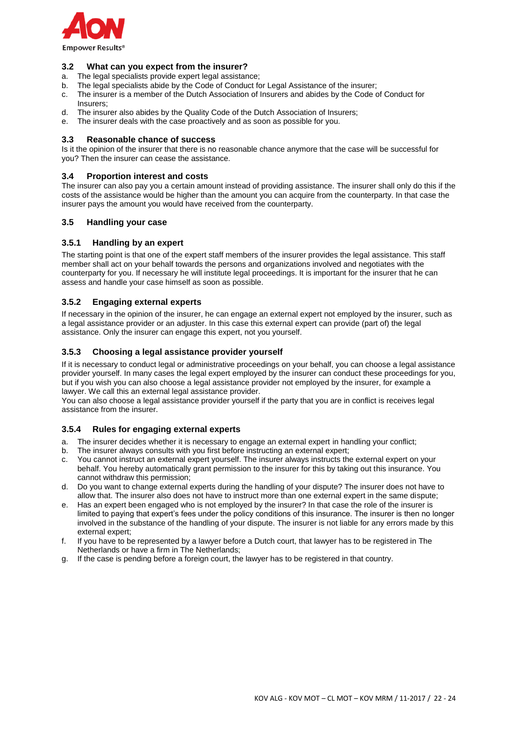### 3.2 What can you expect from the insurer?

a. The legal specialists provide expert legal assistance;
b. The legal specialists abide by the Code of Conduct for Legal Assistance of the insurer;
c. The insurer is a member of the Dutch Association of Insurers and abides by the Code of Conduct for Insurers;
d. The insurer also abides by the Quality Code of the Dutch Association of Insurers;
e. The insurer deals with the case proactively and as soon as possible for you.

### 3.3 Reasonable chance of success

Is it the opinion of the insurer that there is no reasonable chance anymore that the case will be successful for you? Then the insurer can cease the assistance.

### 3.4 Proportion interest and costs

The insurer can also pay you a certain amount instead of providing assistance. The insurer shall only do this if the costs of the assistance would be higher than the amount you can acquire from the counterparty. In that case the insurer pays the amount you would have received from the counterparty.

### 3.5 Handling your case

#### 3.5.1 Handling by an expert

The starting point is that one of the expert staff members of the insurer provides the legal assistance. This staff member shall act on your behalf towards the persons and organizations involved and negotiates with the counterparty for you. If necessary he will institute legal proceedings. It is important for the insurer that he can assess and handle your case himself as soon as possible.

#### 3.5.2 Engaging external experts

If necessary in the opinion of the insurer, he can engage an external expert not employed by the insurer, such as a legal assistance provider or an adjuster. In this case this external expert can provide (part of) the legal assistance. Only the insurer can engage this expert, not you yourself.

#### 3.5.3 Choosing a legal assistance provider yourself

If it is necessary to conduct legal or administrative proceedings on your behalf, you can choose a legal assistance provider yourself. In many cases the legal expert employed by the insurer can conduct these proceedings for you, but if you wish you can also choose a legal assistance provider not employed by the insurer, for example a lawyer. We call this an external legal assistance provider.
You can also choose a legal assistance provider yourself if the party that you are in conflict is receives legal assistance from the insurer.

#### 3.5.4 Rules for engaging external experts

a. The insurer decides whether it is necessary to engage an external expert in handling your conflict;
b. The insurer always consults with you first before instructing an external expert;
c. You cannot instruct an external expert yourself. The insurer always instructs the external expert on your behalf. You hereby automatically grant permission to the insurer for this by taking out this insurance. You cannot withdraw this permission;
d. Do you want to change external experts during the handling of your dispute? The insurer does not have to allow that. The insurer also does not have to instruct more than one external expert in the same dispute;
e. Has an expert been engaged who is not employed by the insurer? In that case the role of the insurer is limited to paying that expert's fees under the policy conditions of this insurance. The insurer is then no longer involved in the substance of the handling of your dispute. The insurer is not liable for any errors made by this external expert;
f. If you have to be represented by a lawyer before a Dutch court, that lawyer has to be registered in The Netherlands or have a firm in The Netherlands;
g. If the case is pending before a foreign court, the lawyer has to be registered in that country.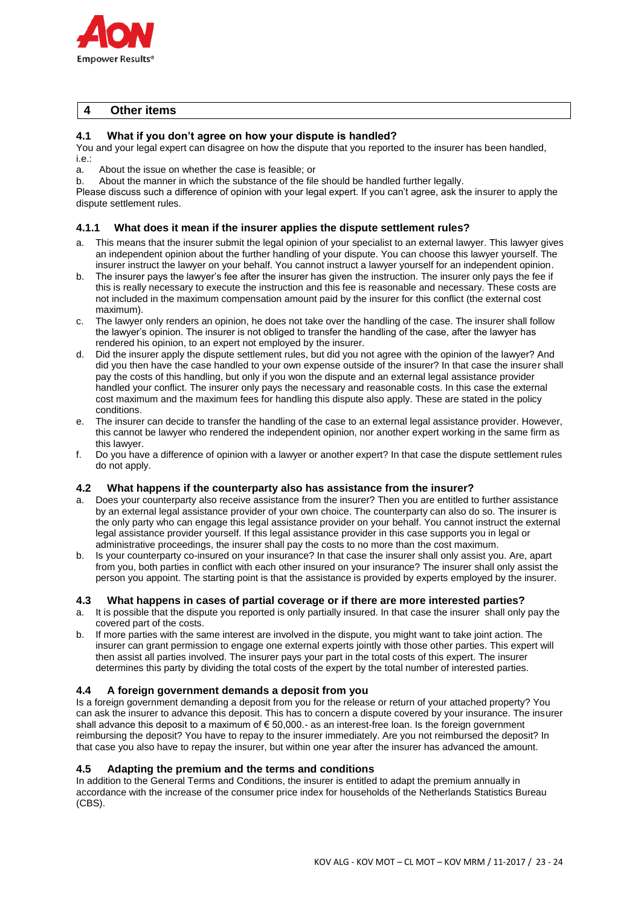## 4 Other items

### 4.1 What if you don't agree on how your dispute is handled?

You and your legal expert can disagree on how the dispute that you reported to the insurer has been handled, i.e.:

a. About the issue on whether the case is feasible; or
b. About the manner in which the substance of the file should be handled further legally.

Please discuss such a difference of opinion with your legal expert. If you can't agree, ask the insurer to apply the dispute settlement rules.

#### 4.1.1 What does it mean if the insurer applies the dispute settlement rules?

a. This means that the insurer submit the legal opinion of your specialist to an external lawyer. This lawyer gives an independent opinion about the further handling of your dispute. You can choose this lawyer yourself. The insurer instruct the lawyer on your behalf. You cannot instruct a lawyer yourself for an independent opinion.
b. The insurer pays the lawyer's fee after the insurer has given the instruction. The insurer only pays the fee if this is really necessary to execute the instruction and this fee is reasonable and necessary. These costs are not included in the maximum compensation amount paid by the insurer for this conflict (the external cost maximum).
c. The lawyer only renders an opinion, he does not take over the handling of the case. The insurer shall follow the lawyer's opinion. The insurer is not obliged to transfer the handling of the case, after the lawyer has rendered his opinion, to an expert not employed by the insurer.
d. Did the insurer apply the dispute settlement rules, but did you not agree with the opinion of the lawyer? And did you then have the case handled to your own expense outside of the insurer? In that case the insurer shall pay the costs of this handling, but only if you won the dispute and an external legal assistance provider handled your conflict. The insurer only pays the necessary and reasonable costs. In this case the external cost maximum and the maximum fees for handling this dispute also apply. These are stated in the policy conditions.
e. The insurer can decide to transfer the handling of the case to an external legal assistance provider. However, this cannot be lawyer who rendered the independent opinion, nor another expert working in the same firm as this lawyer.
f. Do you have a difference of opinion with a lawyer or another expert? In that case the dispute settlement rules do not apply.

### 4.2 What happens if the counterparty also has assistance from the insurer?

a. Does your counterparty also receive assistance from the insurer? Then you are entitled to further assistance by an external legal assistance provider of your own choice. The counterparty can also do so. The insurer is the only party who can engage this legal assistance provider on your behalf. You cannot instruct the external legal assistance provider yourself. If this legal assistance provider in this case supports you in legal or administrative proceedings, the insurer shall pay the costs to no more than the cost maximum.
b. Is your counterparty co-insured on your insurance? In that case the insurer shall only assist you. Are, apart from you, both parties in conflict with each other insured on your insurance? The insurer shall only assist the person you appoint. The starting point is that the assistance is provided by experts employed by the insurer.

### 4.3 What happens in cases of partial coverage or if there are more interested parties?

a. It is possible that the dispute you reported is only partially insured. In that case the insurer shall only pay the covered part of the costs.
b. If more parties with the same interest are involved in the dispute, you might want to take joint action. The insurer can grant permission to engage one external experts jointly with those other parties. This expert will then assist all parties involved. The insurer pays your part in the total costs of this expert. The insurer determines this party by dividing the total costs of the expert by the total number of interested parties.

### 4.4 A foreign government demands a deposit from you

Is a foreign government demanding a deposit from you for the release or return of your attached property? You can ask the insurer to advance this deposit. This has to concern a dispute covered by your insurance. The insurer shall advance this deposit to a maximum of € 50,000.- as an interest-free loan. Is the foreign government reimbursing the deposit? You have to repay to the insurer immediately. Are you not reimbursed the deposit? In that case you also have to repay the insurer, but within one year after the insurer has advanced the amount.

### 4.5 Adapting the premium and the terms and conditions

In addition to the General Terms and Conditions, the insurer is entitled to adapt the premium annually in accordance with the increase of the consumer price index for households of the Netherlands Statistics Bureau (CBS).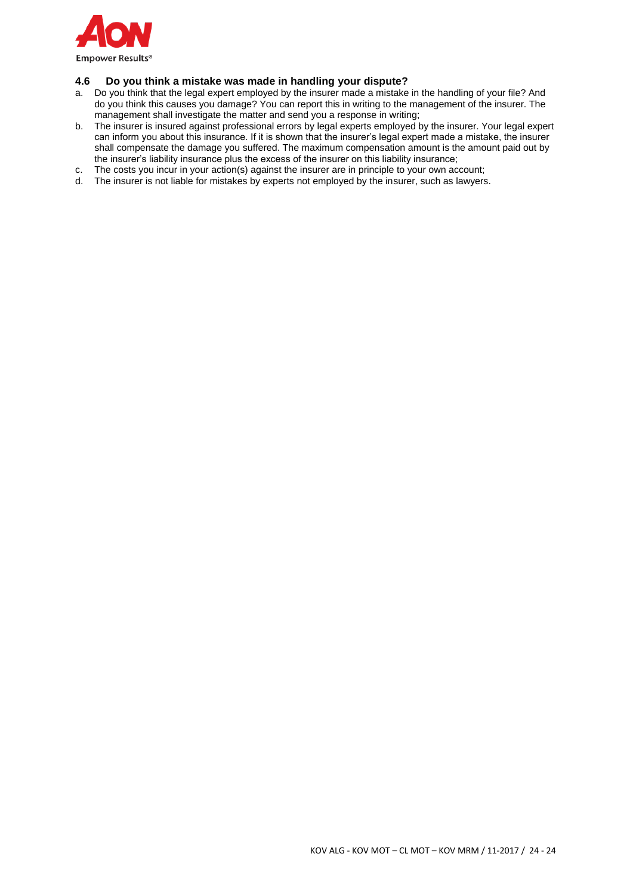## 4.6 Do you think a mistake was made in handling your dispute?

a. Do you think that the legal expert employed by the insurer made a mistake in the handling of your file? And do you think this causes you damage? You can report this in writing to the management of the insurer. The management shall investigate the matter and send you a response in writing;

b. The insurer is insured against professional errors by legal experts employed by the insurer. Your legal expert can inform you about this insurance. If it is shown that the insurer's legal expert made a mistake, the insurer shall compensate the damage you suffered. The maximum compensation amount is the amount paid out by the insurer's liability insurance plus the excess of the insurer on this liability insurance;

c. The costs you incur in your action(s) against the insurer are in principle to your own account;

d. The insurer is not liable for mistakes by experts not employed by the insurer, such as lawyers.